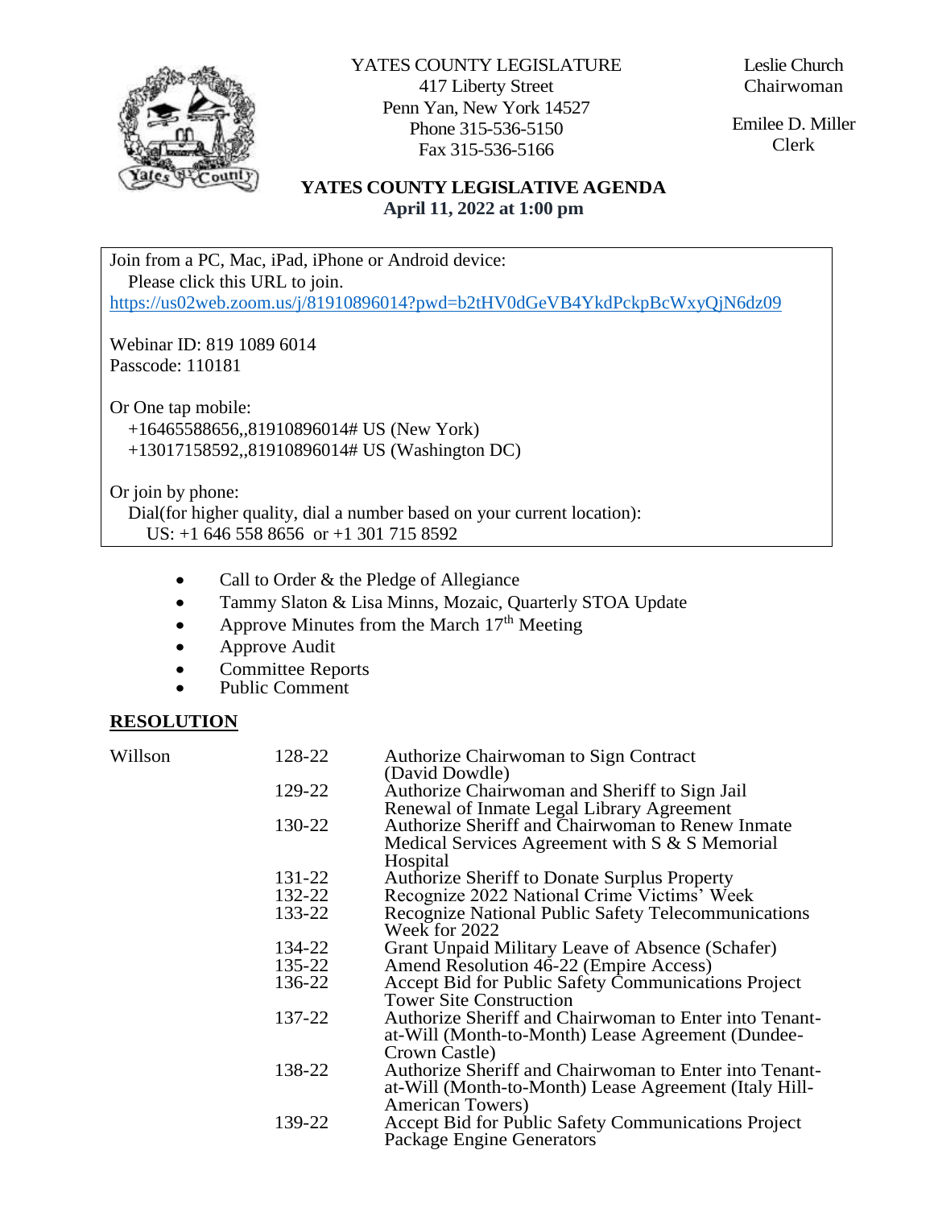YATES COUNTY LEGISLATURE
417 Liberty Street
Penn Yan, New York 14527
Phone 315-536-5150
Fax 315-536-5166

Leslie Church
Chairwoman

Emilee D. Miller
Clerk

# YATES COUNTY LEGISLATIVE AGENDA

**April 11, 2022 at 1:00 pm**

Join from a PC, Mac, iPad, iPhone or Android device:
Please click this URL to join.
https://us02web.zoom.us/j/81910896014?pwd=b2tHV0dGeVB4YkdPckpBcWxyQjN6dz09

Webinar ID: 819 1089 6014
Passcode: 110181

Or One tap mobile:
+16465588656,,81910896014# US (New York)
+13017158592,,81910896014# US (Washington DC)

Or join by phone:
Dial(for higher quality, dial a number based on your current location):
US: +1 646 558 8656 or +1 301 715 8592

- Call to Order & the Pledge of Allegiance
- Tammy Slaton & Lisa Minns, Mozaic, Quarterly STOA Update
- Approve Minutes from the March 17th Meeting
- Approve Audit
- Committee Reports
- Public Comment

## RESOLUTION

| | | |
|---|---|---|
| Willson | 128-22 | Authorize Chairwoman to Sign Contract (David Dowdle) |
| | 129-22 | Authorize Chairwoman and Sheriff to Sign Jail Renewal of Inmate Legal Library Agreement |
| | 130-22 | Authorize Sheriff and Chairwoman to Renew Inmate Medical Services Agreement with S & S Memorial Hospital |
| | 131-22 | Authorize Sheriff to Donate Surplus Property |
| | 132-22 | Recognize 2022 National Crime Victims' Week |
| | 133-22 | Recognize National Public Safety Telecommunications Week for 2022 |
| | 134-22 | Grant Unpaid Military Leave of Absence (Schafer) |
| | 135-22 | Amend Resolution 46-22 (Empire Access) |
| | 136-22 | Accept Bid for Public Safety Communications Project Tower Site Construction |
| | 137-22 | Authorize Sheriff and Chairwoman to Enter into Tenant-at-Will (Month-to-Month) Lease Agreement (Dundee-Crown Castle) |
| | 138-22 | Authorize Sheriff and Chairwoman to Enter into Tenant-at-Will (Month-to-Month) Lease Agreement (Italy Hill-American Towers) |
| | 139-22 | Accept Bid for Public Safety Communications Project Package Engine Generators |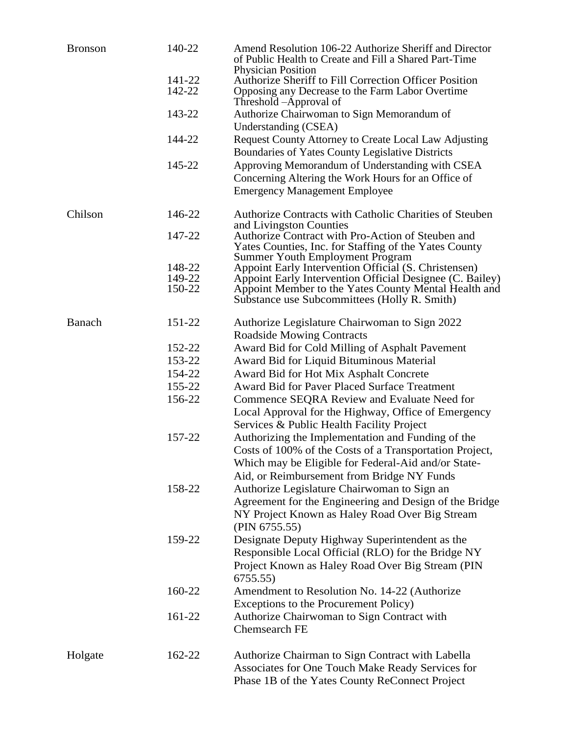| | | |
|---|---|---|
| Bronson | 140-22 | Amend Resolution 106-22 Authorize Sheriff and Director of Public Health to Create and Fill a Shared Part-Time Physician Position |
| | 141-22 | Authorize Sheriff to Fill Correction Officer Position |
| | 142-22 | Opposing any Decrease to the Farm Labor Overtime Threshold –Approval of |
| | 143-22 | Authorize Chairwoman to Sign Memorandum of Understanding (CSEA) |
| | 144-22 | Request County Attorney to Create Local Law Adjusting Boundaries of Yates County Legislative Districts |
| | 145-22 | Approving Memorandum of Understanding with CSEA Concerning Altering the Work Hours for an Office of Emergency Management Employee |
| Chilson | 146-22 | Authorize Contracts with Catholic Charities of Steuben and Livingston Counties |
| | 147-22 | Authorize Contract with Pro-Action of Steuben and Yates Counties, Inc. for Staffing of the Yates County Summer Youth Employment Program |
| | 148-22 | Appoint Early Intervention Official (S. Christensen) |
| | 149-22 | Appoint Early Intervention Official Designee (C. Bailey) |
| | 150-22 | Appoint Member to the Yates County Mental Health and Substance use Subcommittees (Holly R. Smith) |
| Banach | 151-22 | Authorize Legislature Chairwoman to Sign 2022 Roadside Mowing Contracts |
| | 152-22 | Award Bid for Cold Milling of Asphalt Pavement |
| | 153-22 | Award Bid for Liquid Bituminous Material |
| | 154-22 | Award Bid for Hot Mix Asphalt Concrete |
| | 155-22 | Award Bid for Paver Placed Surface Treatment |
| | 156-22 | Commence SEQRA Review and Evaluate Need for Local Approval for the Highway, Office of Emergency Services & Public Health Facility Project |
| | 157-22 | Authorizing the Implementation and Funding of the Costs of 100% of the Costs of a Transportation Project, Which may be Eligible for Federal-Aid and/or State-Aid, or Reimbursement from Bridge NY Funds |
| | 158-22 | Authorize Legislature Chairwoman to Sign an Agreement for the Engineering and Design of the Bridge NY Project Known as Haley Road Over Big Stream (PIN 6755.55) |
| | 159-22 | Designate Deputy Highway Superintendent as the Responsible Local Official (RLO) for the Bridge NY Project Known as Haley Road Over Big Stream (PIN 6755.55) |
| | 160-22 | Amendment to Resolution No. 14-22 (Authorize Exceptions to the Procurement Policy) |
| | 161-22 | Authorize Chairwoman to Sign Contract with Chemsearch FE |
| Holgate | 162-22 | Authorize Chairman to Sign Contract with Labella Associates for One Touch Make Ready Services for Phase 1B of the Yates County ReConnect Project |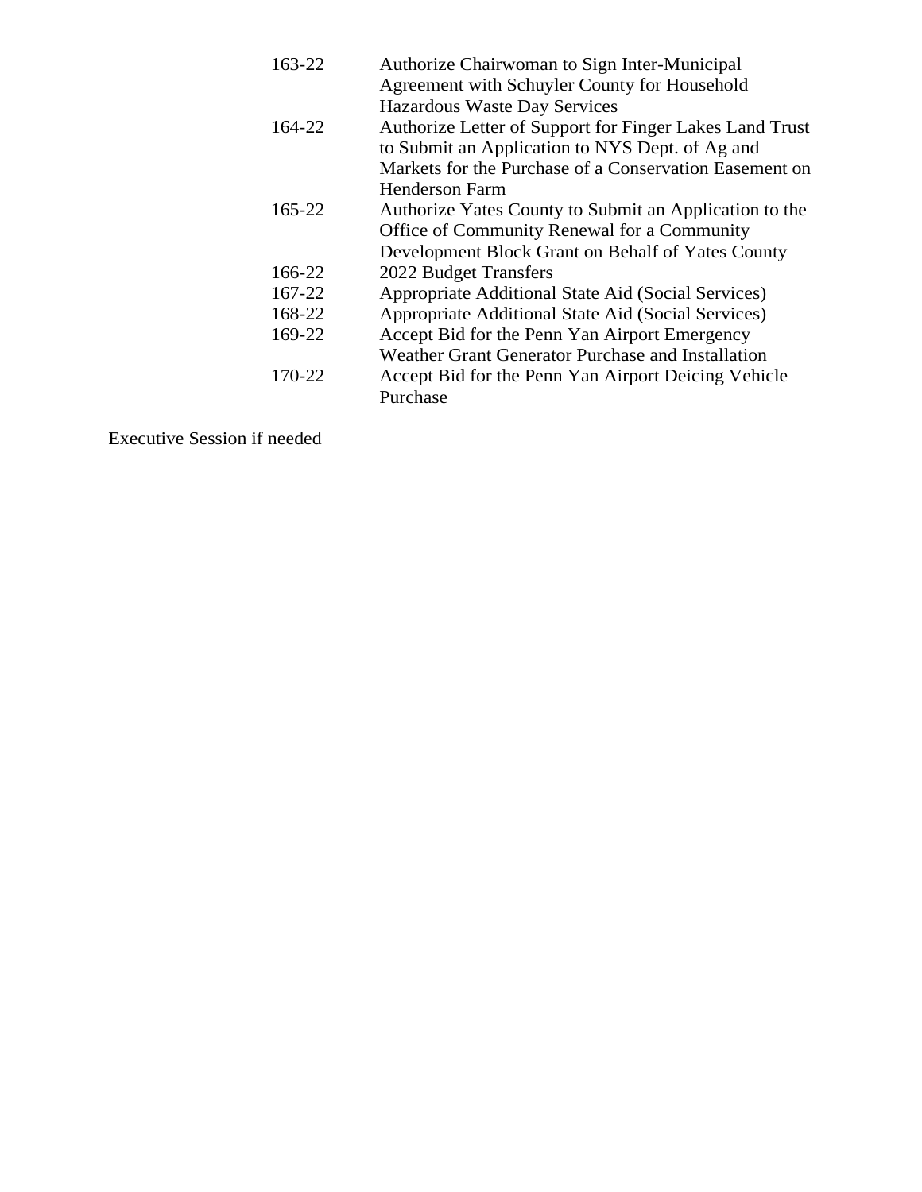| | |
|---|---|
| 163-22 | Authorize Chairwoman to Sign Inter-Municipal Agreement with Schuyler County for Household Hazardous Waste Day Services |
| 164-22 | Authorize Letter of Support for Finger Lakes Land Trust to Submit an Application to NYS Dept. of Ag and Markets for the Purchase of a Conservation Easement on Henderson Farm |
| 165-22 | Authorize Yates County to Submit an Application to the Office of Community Renewal for a Community Development Block Grant on Behalf of Yates County |
| 166-22 | 2022 Budget Transfers |
| 167-22 | Appropriate Additional State Aid (Social Services) |
| 168-22 | Appropriate Additional State Aid (Social Services) |
| 169-22 | Accept Bid for the Penn Yan Airport Emergency Weather Grant Generator Purchase and Installation |
| 170-22 | Accept Bid for the Penn Yan Airport Deicing Vehicle Purchase |

Executive Session if needed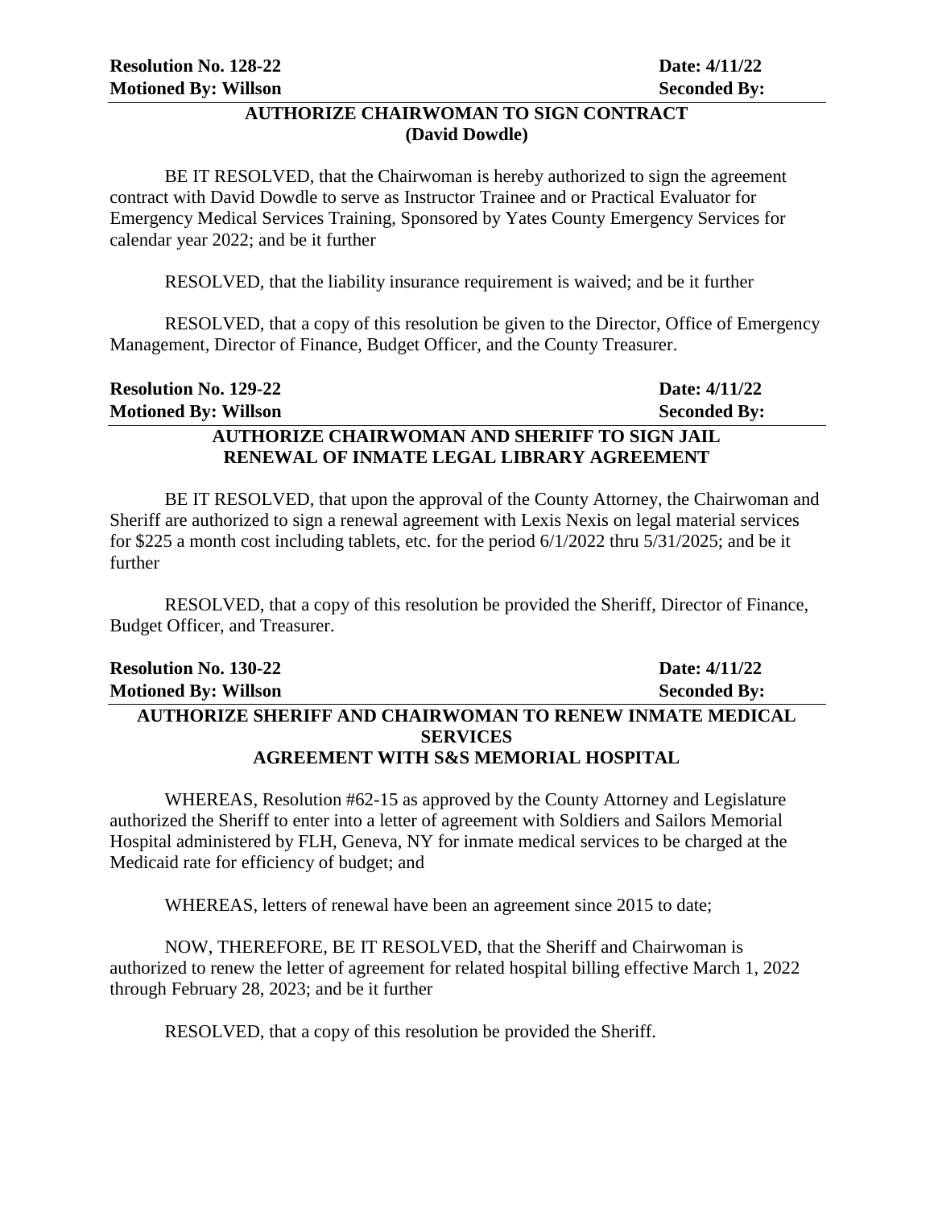**Resolution No. 128-22** **Date: 4/11/22**
**Motioned By: Willson** **Seconded By:**

### AUTHORIZE CHAIRWOMAN TO SIGN CONTRACT (David Dowdle)

BE IT RESOLVED, that the Chairwoman is hereby authorized to sign the agreement contract with David Dowdle to serve as Instructor Trainee and or Practical Evaluator for Emergency Medical Services Training, Sponsored by Yates County Emergency Services for calendar year 2022; and be it further

RESOLVED, that the liability insurance requirement is waived; and be it further

RESOLVED, that a copy of this resolution be given to the Director, Office of Emergency Management, Director of Finance, Budget Officer, and the County Treasurer.

**Resolution No. 129-22** **Date: 4/11/22**
**Motioned By: Willson** **Seconded By:**

### AUTHORIZE CHAIRWOMAN AND SHERIFF TO SIGN JAIL RENEWAL OF INMATE LEGAL LIBRARY AGREEMENT

BE IT RESOLVED, that upon the approval of the County Attorney, the Chairwoman and Sheriff are authorized to sign a renewal agreement with Lexis Nexis on legal material services for $225 a month cost including tablets, etc. for the period 6/1/2022 thru 5/31/2025; and be it further

RESOLVED, that a copy of this resolution be provided the Sheriff, Director of Finance, Budget Officer, and Treasurer.

**Resolution No. 130-22** **Date: 4/11/22**
**Motioned By: Willson** **Seconded By:**

### AUTHORIZE SHERIFF AND CHAIRWOMAN TO RENEW INMATE MEDICAL SERVICES AGREEMENT WITH S&S MEMORIAL HOSPITAL

WHEREAS, Resolution #62-15 as approved by the County Attorney and Legislature authorized the Sheriff to enter into a letter of agreement with Soldiers and Sailors Memorial Hospital administered by FLH, Geneva, NY for inmate medical services to be charged at the Medicaid rate for efficiency of budget; and

WHEREAS, letters of renewal have been an agreement since 2015 to date;

NOW, THEREFORE, BE IT RESOLVED, that the Sheriff and Chairwoman is authorized to renew the letter of agreement for related hospital billing effective March 1, 2022 through February 28, 2023; and be it further

RESOLVED, that a copy of this resolution be provided the Sheriff.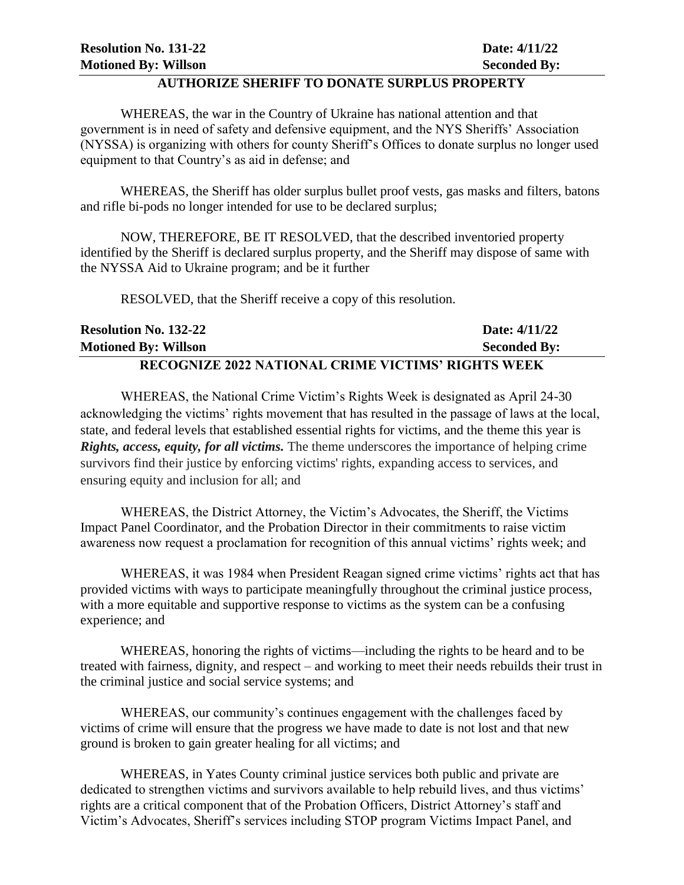**Resolution No. 131-22** **Date: 4/11/22**
**Motioned By: Willson** **Seconded By:**

## AUTHORIZE SHERIFF TO DONATE SURPLUS PROPERTY

WHEREAS, the war in the Country of Ukraine has national attention and that government is in need of safety and defensive equipment, and the NYS Sheriffs' Association (NYSSA) is organizing with others for county Sheriff's Offices to donate surplus no longer used equipment to that Country's as aid in defense; and

WHEREAS, the Sheriff has older surplus bullet proof vests, gas masks and filters, batons and rifle bi-pods no longer intended for use to be declared surplus;

NOW, THEREFORE, BE IT RESOLVED, that the described inventoried property identified by the Sheriff is declared surplus property, and the Sheriff may dispose of same with the NYSSA Aid to Ukraine program; and be it further

RESOLVED, that the Sheriff receive a copy of this resolution.

**Resolution No. 132-22** **Date: 4/11/22**
**Motioned By: Willson** **Seconded By:**

## RECOGNIZE 2022 NATIONAL CRIME VICTIMS' RIGHTS WEEK

WHEREAS, the National Crime Victim's Rights Week is designated as April 24-30 acknowledging the victims' rights movement that has resulted in the passage of laws at the local, state, and federal levels that established essential rights for victims, and the theme this year is ***Rights, access, equity, for all victims.*** The theme underscores the importance of helping crime survivors find their justice by enforcing victims' rights, expanding access to services, and ensuring equity and inclusion for all; and

WHEREAS, the District Attorney, the Victim's Advocates, the Sheriff, the Victims Impact Panel Coordinator, and the Probation Director in their commitments to raise victim awareness now request a proclamation for recognition of this annual victims' rights week; and

WHEREAS, it was 1984 when President Reagan signed crime victims' rights act that has provided victims with ways to participate meaningfully throughout the criminal justice process, with a more equitable and supportive response to victims as the system can be a confusing experience; and

WHEREAS, honoring the rights of victims—including the rights to be heard and to be treated with fairness, dignity, and respect – and working to meet their needs rebuilds their trust in the criminal justice and social service systems; and

WHEREAS, our community's continues engagement with the challenges faced by victims of crime will ensure that the progress we have made to date is not lost and that new ground is broken to gain greater healing for all victims; and

WHEREAS, in Yates County criminal justice services both public and private are dedicated to strengthen victims and survivors available to help rebuild lives, and thus victims' rights are a critical component that of the Probation Officers, District Attorney's staff and Victim's Advocates, Sheriff's services including STOP program Victims Impact Panel, and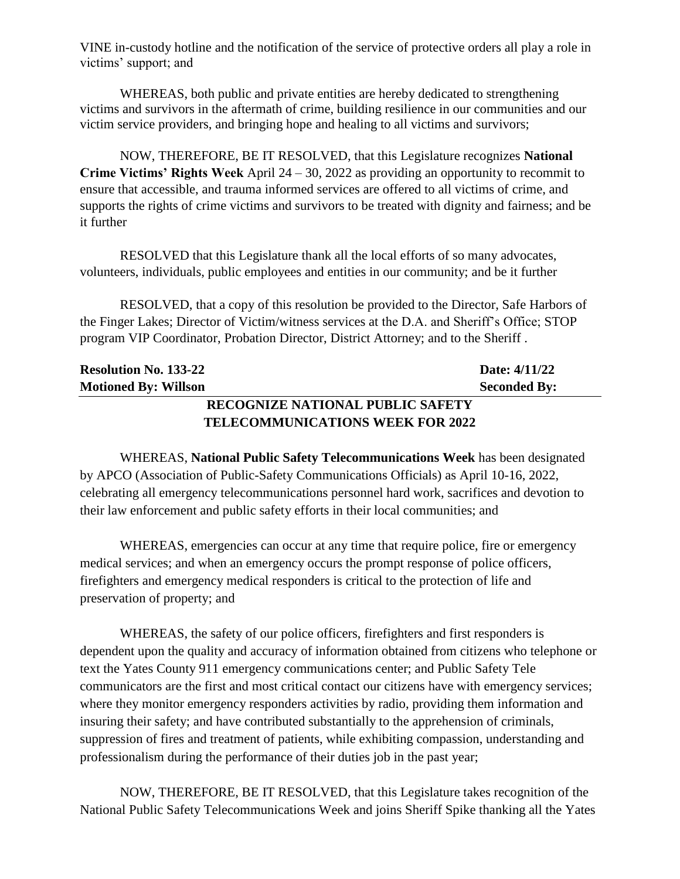VINE in-custody hotline and the notification of the service of protective orders all play a role in victims' support; and

WHEREAS, both public and private entities are hereby dedicated to strengthening victims and survivors in the aftermath of crime, building resilience in our communities and our victim service providers, and bringing hope and healing to all victims and survivors;

NOW, THEREFORE, BE IT RESOLVED, that this Legislature recognizes **National Crime Victims' Rights Week** April 24 – 30, 2022 as providing an opportunity to recommit to ensure that accessible, and trauma informed services are offered to all victims of crime, and supports the rights of crime victims and survivors to be treated with dignity and fairness; and be it further

RESOLVED that this Legislature thank all the local efforts of so many advocates, volunteers, individuals, public employees and entities in our community; and be it further

RESOLVED, that a copy of this resolution be provided to the Director, Safe Harbors of the Finger Lakes; Director of Victim/witness services at the D.A. and Sheriff's Office; STOP program VIP Coordinator, Probation Director, District Attorney; and to the Sheriff .

**Resolution No. 133-22** **Date: 4/11/22**
**Motioned By: Willson** **Seconded By:**

## RECOGNIZE NATIONAL PUBLIC SAFETY TELECOMMUNICATIONS WEEK FOR 2022

WHEREAS, **National Public Safety Telecommunications Week** has been designated by APCO (Association of Public-Safety Communications Officials) as April 10-16, 2022, celebrating all emergency telecommunications personnel hard work, sacrifices and devotion to their law enforcement and public safety efforts in their local communities; and

WHEREAS, emergencies can occur at any time that require police, fire or emergency medical services; and when an emergency occurs the prompt response of police officers, firefighters and emergency medical responders is critical to the protection of life and preservation of property; and

WHEREAS, the safety of our police officers, firefighters and first responders is dependent upon the quality and accuracy of information obtained from citizens who telephone or text the Yates County 911 emergency communications center; and Public Safety Tele communicators are the first and most critical contact our citizens have with emergency services; where they monitor emergency responders activities by radio, providing them information and insuring their safety; and have contributed substantially to the apprehension of criminals, suppression of fires and treatment of patients, while exhibiting compassion, understanding and professionalism during the performance of their duties job in the past year;

NOW, THEREFORE, BE IT RESOLVED, that this Legislature takes recognition of the National Public Safety Telecommunications Week and joins Sheriff Spike thanking all the Yates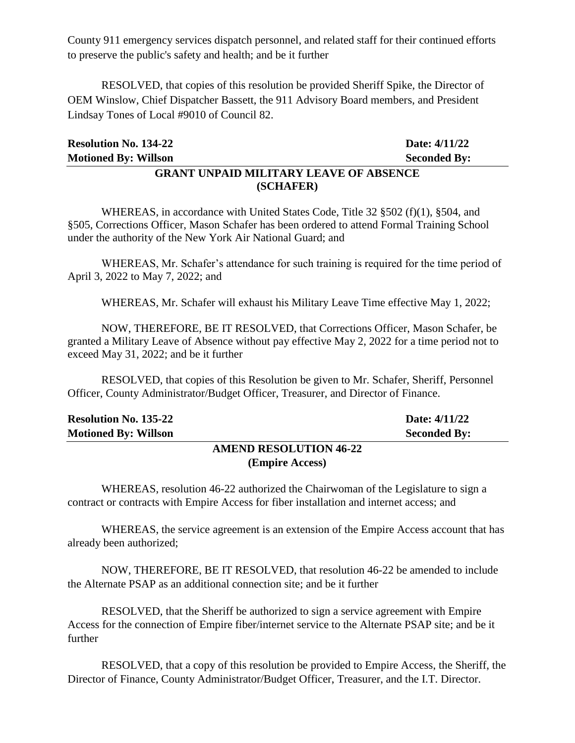County 911 emergency services dispatch personnel, and related staff for their continued efforts to preserve the public's safety and health; and be it further

RESOLVED, that copies of this resolution be provided Sheriff Spike, the Director of OEM Winslow, Chief Dispatcher Bassett, the 911 Advisory Board members, and President Lindsay Tones of Local #9010 of Council 82.

**Resolution No. 134-22** **Date: 4/11/22**
**Motioned By: Willson** **Seconded By:**

**GRANT UNPAID MILITARY LEAVE OF ABSENCE (SCHAFER)**

WHEREAS, in accordance with United States Code, Title 32 §502 (f)(1), §504, and §505, Corrections Officer, Mason Schafer has been ordered to attend Formal Training School under the authority of the New York Air National Guard; and

WHEREAS, Mr. Schafer's attendance for such training is required for the time period of April 3, 2022 to May 7, 2022; and

WHEREAS, Mr. Schafer will exhaust his Military Leave Time effective May 1, 2022;

NOW, THEREFORE, BE IT RESOLVED, that Corrections Officer, Mason Schafer, be granted a Military Leave of Absence without pay effective May 2, 2022 for a time period not to exceed May 31, 2022; and be it further

RESOLVED, that copies of this Resolution be given to Mr. Schafer, Sheriff, Personnel Officer, County Administrator/Budget Officer, Treasurer, and Director of Finance.

**Resolution No. 135-22** **Date: 4/11/22**
**Motioned By: Willson** **Seconded By:**

**AMEND RESOLUTION 46-22 (Empire Access)**

WHEREAS, resolution 46-22 authorized the Chairwoman of the Legislature to sign a contract or contracts with Empire Access for fiber installation and internet access; and

WHEREAS, the service agreement is an extension of the Empire Access account that has already been authorized;

NOW, THEREFORE, BE IT RESOLVED, that resolution 46-22 be amended to include the Alternate PSAP as an additional connection site; and be it further

RESOLVED, that the Sheriff be authorized to sign a service agreement with Empire Access for the connection of Empire fiber/internet service to the Alternate PSAP site; and be it further

RESOLVED, that a copy of this resolution be provided to Empire Access, the Sheriff, the Director of Finance, County Administrator/Budget Officer, Treasurer, and the I.T. Director.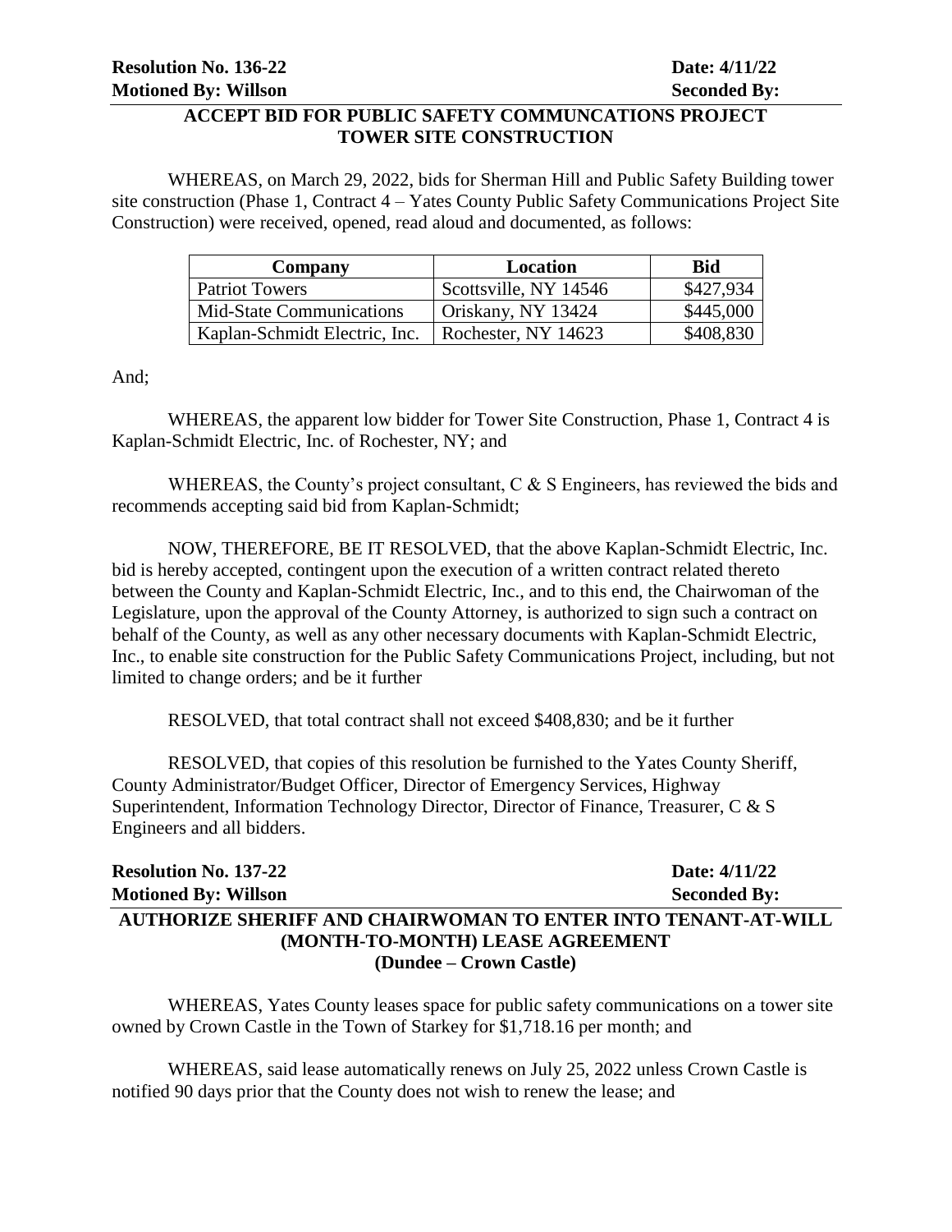**Resolution No. 136-22** **Date: 4/11/22**
**Motioned By: Willson** **Seconded By:**

**ACCEPT BID FOR PUBLIC SAFETY COMMUNCATIONS PROJECT TOWER SITE CONSTRUCTION**

WHEREAS, on March 29, 2022, bids for Sherman Hill and Public Safety Building tower site construction (Phase 1, Contract 4 – Yates County Public Safety Communications Project Site Construction) were received, opened, read aloud and documented, as follows:

| Company | Location | Bid |
|---|---|---|
| Patriot Towers | Scottsville, NY 14546 | $427,934 |
| Mid-State Communications | Oriskany, NY 13424 | $445,000 |
| Kaplan-Schmidt Electric, Inc. | Rochester, NY 14623 | $408,830 |

And;

WHEREAS, the apparent low bidder for Tower Site Construction, Phase 1, Contract 4 is Kaplan-Schmidt Electric, Inc. of Rochester, NY; and

WHEREAS, the County's project consultant, C & S Engineers, has reviewed the bids and recommends accepting said bid from Kaplan-Schmidt;

NOW, THEREFORE, BE IT RESOLVED, that the above Kaplan-Schmidt Electric, Inc. bid is hereby accepted, contingent upon the execution of a written contract related thereto between the County and Kaplan-Schmidt Electric, Inc., and to this end, the Chairwoman of the Legislature, upon the approval of the County Attorney, is authorized to sign such a contract on behalf of the County, as well as any other necessary documents with Kaplan-Schmidt Electric, Inc., to enable site construction for the Public Safety Communications Project, including, but not limited to change orders; and be it further

RESOLVED, that total contract shall not exceed $408,830; and be it further

RESOLVED, that copies of this resolution be furnished to the Yates County Sheriff, County Administrator/Budget Officer, Director of Emergency Services, Highway Superintendent, Information Technology Director, Director of Finance, Treasurer, C & S Engineers and all bidders.

**Resolution No. 137-22** **Date: 4/11/22**
**Motioned By: Willson** **Seconded By:**

**AUTHORIZE SHERIFF AND CHAIRWOMAN TO ENTER INTO TENANT-AT-WILL (MONTH-TO-MONTH) LEASE AGREEMENT (Dundee – Crown Castle)**

WHEREAS, Yates County leases space for public safety communications on a tower site owned by Crown Castle in the Town of Starkey for $1,718.16 per month; and

WHEREAS, said lease automatically renews on July 25, 2022 unless Crown Castle is notified 90 days prior that the County does not wish to renew the lease; and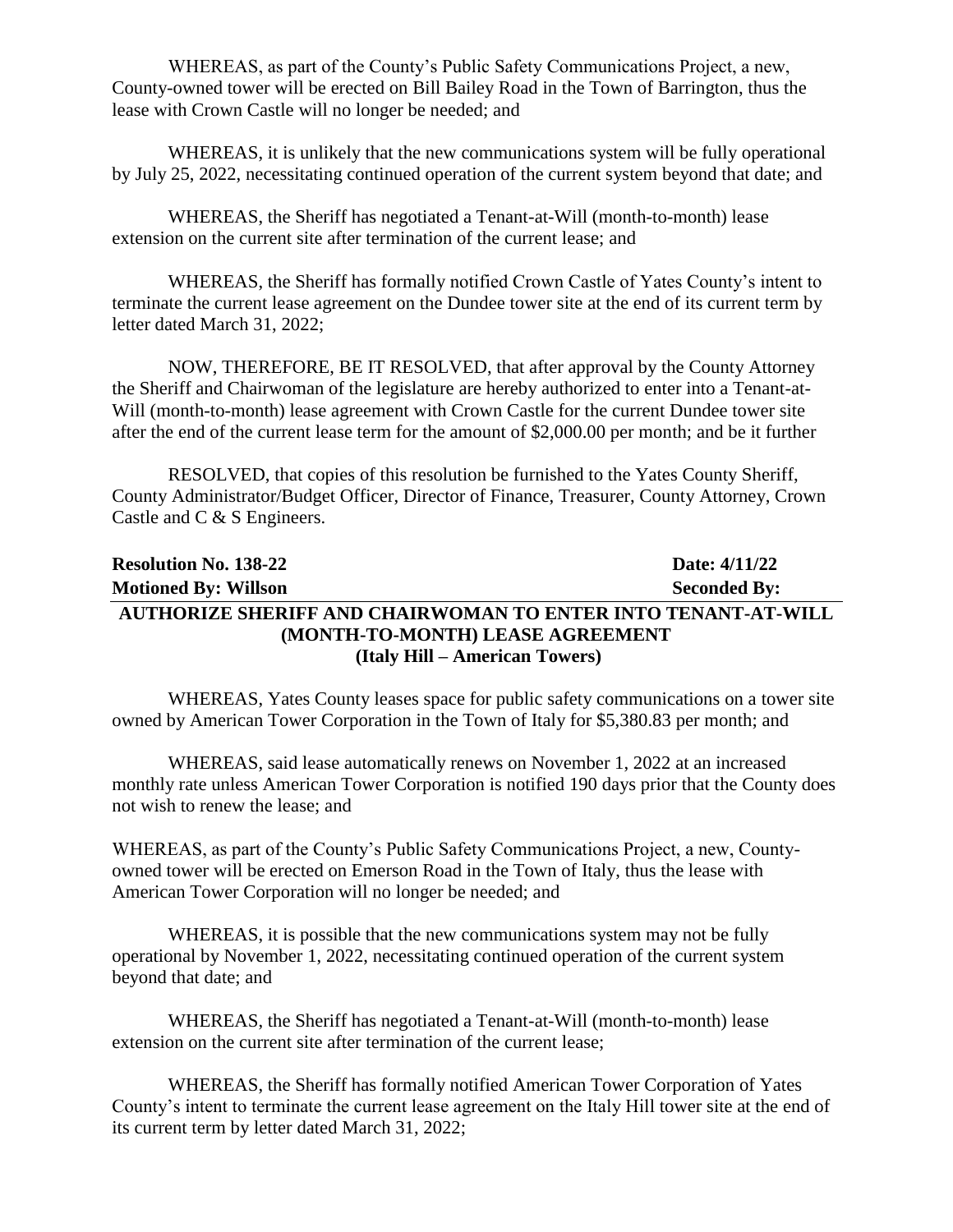WHEREAS, as part of the County's Public Safety Communications Project, a new, County-owned tower will be erected on Bill Bailey Road in the Town of Barrington, thus the lease with Crown Castle will no longer be needed; and

WHEREAS, it is unlikely that the new communications system will be fully operational by July 25, 2022, necessitating continued operation of the current system beyond that date; and

WHEREAS, the Sheriff has negotiated a Tenant-at-Will (month-to-month) lease extension on the current site after termination of the current lease; and

WHEREAS, the Sheriff has formally notified Crown Castle of Yates County's intent to terminate the current lease agreement on the Dundee tower site at the end of its current term by letter dated March 31, 2022;

NOW, THEREFORE, BE IT RESOLVED, that after approval by the County Attorney the Sheriff and Chairwoman of the legislature are hereby authorized to enter into a Tenant-at-Will (month-to-month) lease agreement with Crown Castle for the current Dundee tower site after the end of the current lease term for the amount of $2,000.00 per month; and be it further

RESOLVED, that copies of this resolution be furnished to the Yates County Sheriff, County Administrator/Budget Officer, Director of Finance, Treasurer, County Attorney, Crown Castle and C & S Engineers.

**Resolution No. 138-22** **Date: 4/11/22**

**Motioned By: Willson** **Seconded By:**

**AUTHORIZE SHERIFF AND CHAIRWOMAN TO ENTER INTO TENANT-AT-WILL (MONTH-TO-MONTH) LEASE AGREEMENT**
**(Italy Hill – American Towers)**

WHEREAS, Yates County leases space for public safety communications on a tower site owned by American Tower Corporation in the Town of Italy for $5,380.83 per month; and

WHEREAS, said lease automatically renews on November 1, 2022 at an increased monthly rate unless American Tower Corporation is notified 190 days prior that the County does not wish to renew the lease; and

WHEREAS, as part of the County's Public Safety Communications Project, a new, County-owned tower will be erected on Emerson Road in the Town of Italy, thus the lease with American Tower Corporation will no longer be needed; and

WHEREAS, it is possible that the new communications system may not be fully operational by November 1, 2022, necessitating continued operation of the current system beyond that date; and

WHEREAS, the Sheriff has negotiated a Tenant-at-Will (month-to-month) lease extension on the current site after termination of the current lease;

WHEREAS, the Sheriff has formally notified American Tower Corporation of Yates County's intent to terminate the current lease agreement on the Italy Hill tower site at the end of its current term by letter dated March 31, 2022;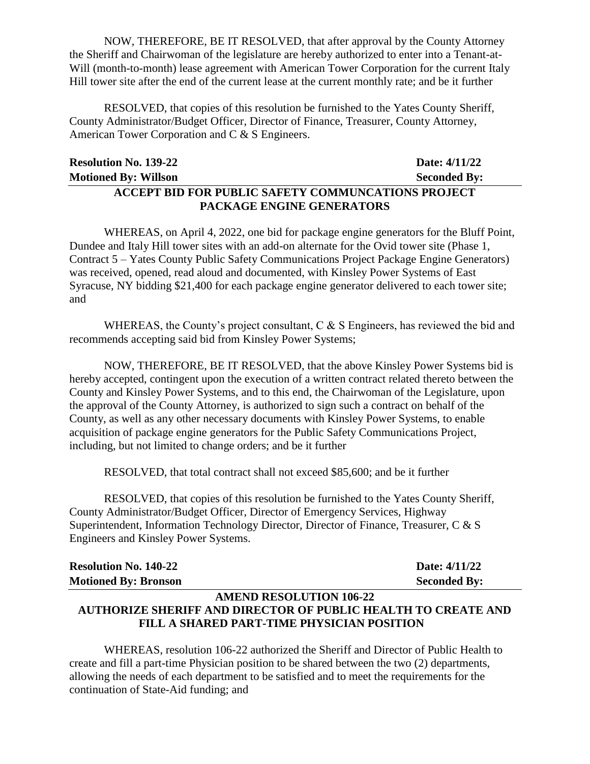NOW, THEREFORE, BE IT RESOLVED, that after approval by the County Attorney the Sheriff and Chairwoman of the legislature are hereby authorized to enter into a Tenant-at-Will (month-to-month) lease agreement with American Tower Corporation for the current Italy Hill tower site after the end of the current lease at the current monthly rate; and be it further

RESOLVED, that copies of this resolution be furnished to the Yates County Sheriff, County Administrator/Budget Officer, Director of Finance, Treasurer, County Attorney, American Tower Corporation and C & S Engineers.

**Resolution No. 139-22** **Date: 4/11/22**
**Motioned By: Willson** **Seconded By:**

**ACCEPT BID FOR PUBLIC SAFETY COMMUNCATIONS PROJECT PACKAGE ENGINE GENERATORS**

WHEREAS, on April 4, 2022, one bid for package engine generators for the Bluff Point, Dundee and Italy Hill tower sites with an add-on alternate for the Ovid tower site (Phase 1, Contract 5 – Yates County Public Safety Communications Project Package Engine Generators) was received, opened, read aloud and documented, with Kinsley Power Systems of East Syracuse, NY bidding $21,400 for each package engine generator delivered to each tower site; and

WHEREAS, the County's project consultant, C & S Engineers, has reviewed the bid and recommends accepting said bid from Kinsley Power Systems;

NOW, THEREFORE, BE IT RESOLVED, that the above Kinsley Power Systems bid is hereby accepted, contingent upon the execution of a written contract related thereto between the County and Kinsley Power Systems, and to this end, the Chairwoman of the Legislature, upon the approval of the County Attorney, is authorized to sign such a contract on behalf of the County, as well as any other necessary documents with Kinsley Power Systems, to enable acquisition of package engine generators for the Public Safety Communications Project, including, but not limited to change orders; and be it further

RESOLVED, that total contract shall not exceed $85,600; and be it further

RESOLVED, that copies of this resolution be furnished to the Yates County Sheriff, County Administrator/Budget Officer, Director of Emergency Services, Highway Superintendent, Information Technology Director, Director of Finance, Treasurer, C & S Engineers and Kinsley Power Systems.

**Resolution No. 140-22** **Date: 4/11/22**
**Motioned By: Bronson** **Seconded By:**

**AMEND RESOLUTION 106-22**
**AUTHORIZE SHERIFF AND DIRECTOR OF PUBLIC HEALTH TO CREATE AND FILL A SHARED PART-TIME PHYSICIAN POSITION**

WHEREAS, resolution 106-22 authorized the Sheriff and Director of Public Health to create and fill a part-time Physician position to be shared between the two (2) departments, allowing the needs of each department to be satisfied and to meet the requirements for the continuation of State-Aid funding; and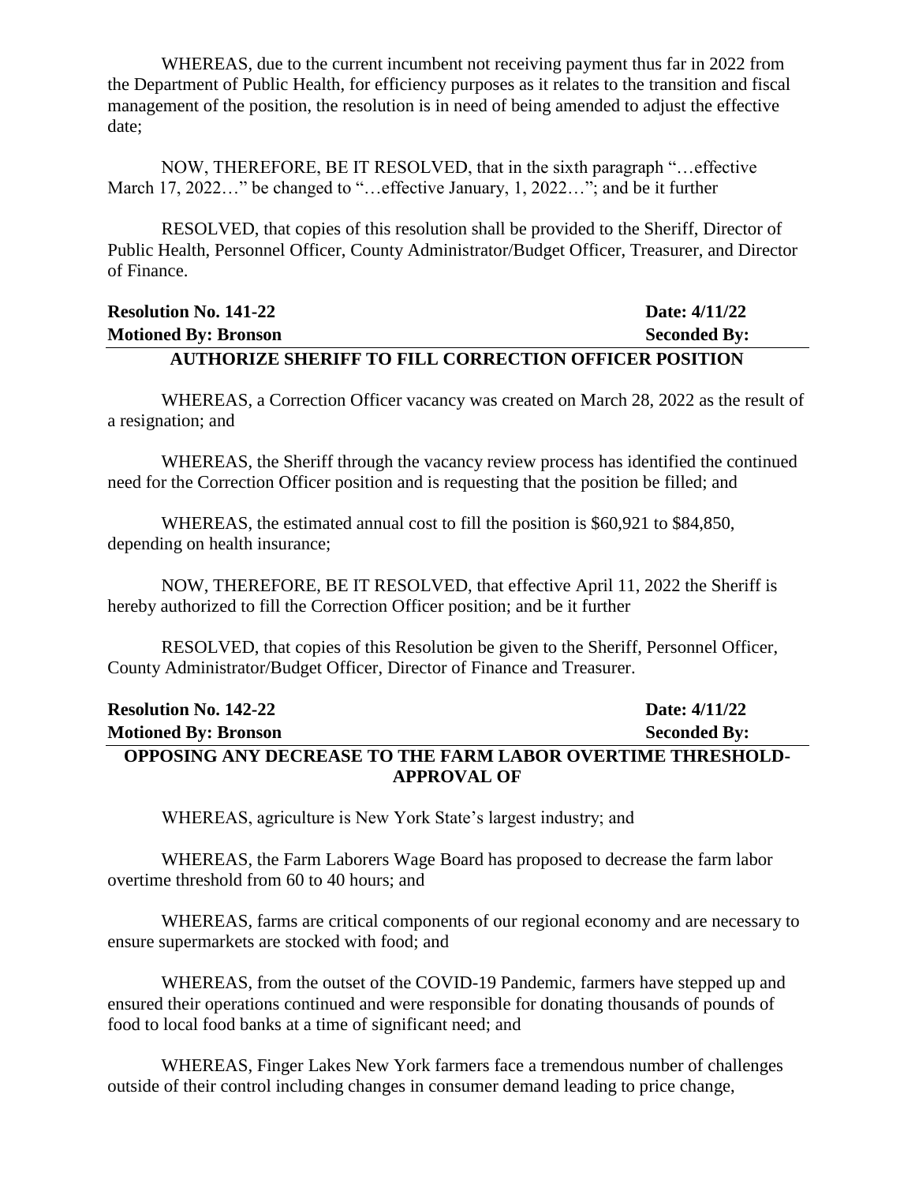WHEREAS, due to the current incumbent not receiving payment thus far in 2022 from the Department of Public Health, for efficiency purposes as it relates to the transition and fiscal management of the position, the resolution is in need of being amended to adjust the effective date;

NOW, THEREFORE, BE IT RESOLVED, that in the sixth paragraph "…effective March 17, 2022…" be changed to "…effective January, 1, 2022…"; and be it further

RESOLVED, that copies of this resolution shall be provided to the Sheriff, Director of Public Health, Personnel Officer, County Administrator/Budget Officer, Treasurer, and Director of Finance.

**Resolution No. 141-22** **Date: 4/11/22**
**Motioned By: Bronson** **Seconded By:**

**AUTHORIZE SHERIFF TO FILL CORRECTION OFFICER POSITION**

WHEREAS, a Correction Officer vacancy was created on March 28, 2022 as the result of a resignation; and

WHEREAS, the Sheriff through the vacancy review process has identified the continued need for the Correction Officer position and is requesting that the position be filled; and

WHEREAS, the estimated annual cost to fill the position is $60,921 to $84,850, depending on health insurance;

NOW, THEREFORE, BE IT RESOLVED, that effective April 11, 2022 the Sheriff is hereby authorized to fill the Correction Officer position; and be it further

RESOLVED, that copies of this Resolution be given to the Sheriff, Personnel Officer, County Administrator/Budget Officer, Director of Finance and Treasurer.

**Resolution No. 142-22** **Date: 4/11/22**
**Motioned By: Bronson** **Seconded By:**

**OPPOSING ANY DECREASE TO THE FARM LABOR OVERTIME THRESHOLD-APPROVAL OF**

WHEREAS, agriculture is New York State's largest industry; and

WHEREAS, the Farm Laborers Wage Board has proposed to decrease the farm labor overtime threshold from 60 to 40 hours; and

WHEREAS, farms are critical components of our regional economy and are necessary to ensure supermarkets are stocked with food; and

WHEREAS, from the outset of the COVID-19 Pandemic, farmers have stepped up and ensured their operations continued and were responsible for donating thousands of pounds of food to local food banks at a time of significant need; and

WHEREAS, Finger Lakes New York farmers face a tremendous number of challenges outside of their control including changes in consumer demand leading to price change,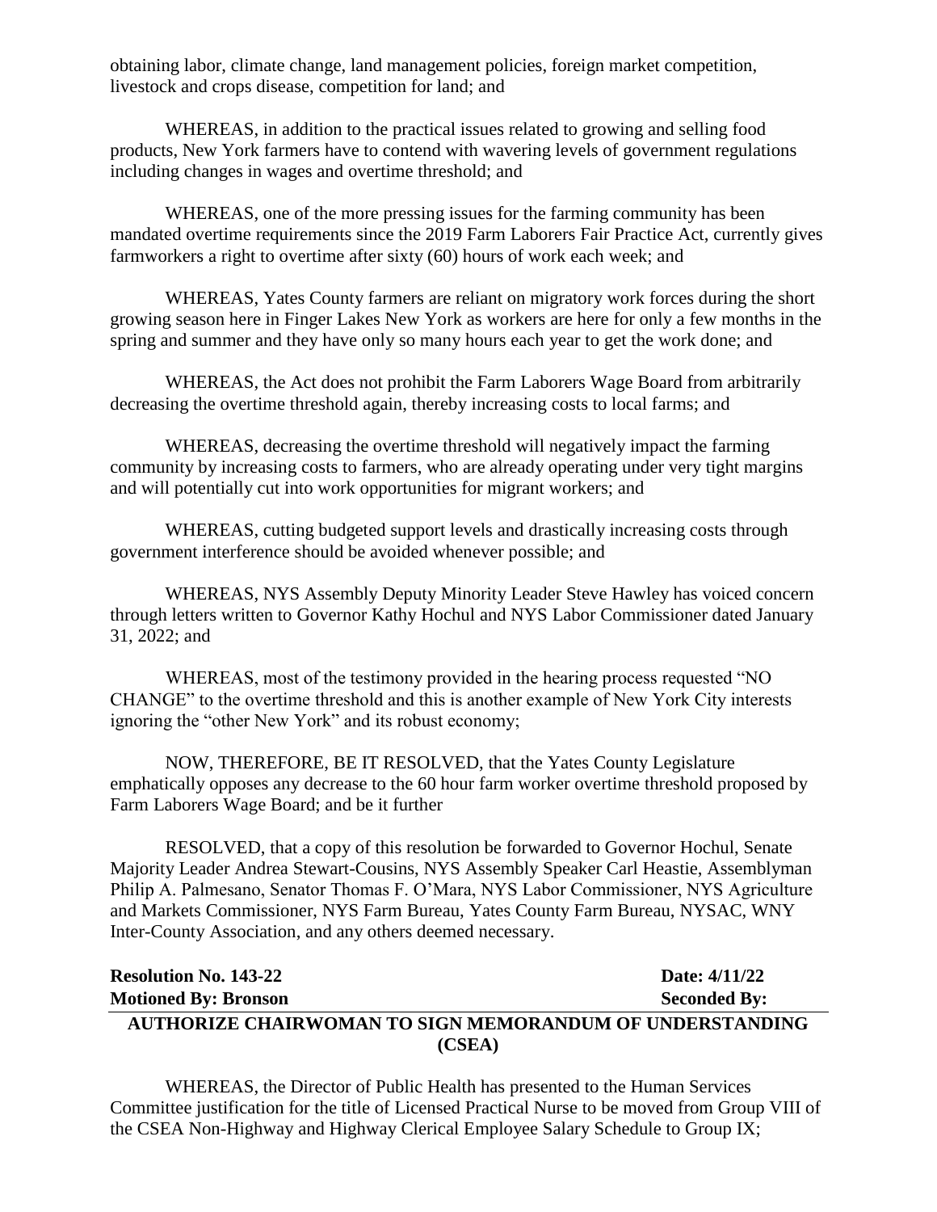obtaining labor, climate change, land management policies, foreign market competition, livestock and crops disease, competition for land; and

WHEREAS, in addition to the practical issues related to growing and selling food products, New York farmers have to contend with wavering levels of government regulations including changes in wages and overtime threshold; and

WHEREAS, one of the more pressing issues for the farming community has been mandated overtime requirements since the 2019 Farm Laborers Fair Practice Act, currently gives farmworkers a right to overtime after sixty (60) hours of work each week; and

WHEREAS, Yates County farmers are reliant on migratory work forces during the short growing season here in Finger Lakes New York as workers are here for only a few months in the spring and summer and they have only so many hours each year to get the work done; and

WHEREAS, the Act does not prohibit the Farm Laborers Wage Board from arbitrarily decreasing the overtime threshold again, thereby increasing costs to local farms; and

WHEREAS, decreasing the overtime threshold will negatively impact the farming community by increasing costs to farmers, who are already operating under very tight margins and will potentially cut into work opportunities for migrant workers; and

WHEREAS, cutting budgeted support levels and drastically increasing costs through government interference should be avoided whenever possible; and

WHEREAS, NYS Assembly Deputy Minority Leader Steve Hawley has voiced concern through letters written to Governor Kathy Hochul and NYS Labor Commissioner dated January 31, 2022; and

WHEREAS, most of the testimony provided in the hearing process requested "NO CHANGE" to the overtime threshold and this is another example of New York City interests ignoring the "other New York" and its robust economy;

NOW, THEREFORE, BE IT RESOLVED, that the Yates County Legislature emphatically opposes any decrease to the 60 hour farm worker overtime threshold proposed by Farm Laborers Wage Board; and be it further

RESOLVED, that a copy of this resolution be forwarded to Governor Hochul, Senate Majority Leader Andrea Stewart-Cousins, NYS Assembly Speaker Carl Heastie, Assemblyman Philip A. Palmesano, Senator Thomas F. O'Mara, NYS Labor Commissioner, NYS Agriculture and Markets Commissioner, NYS Farm Bureau, Yates County Farm Bureau, NYSAC, WNY Inter-County Association, and any others deemed necessary.

**Resolution No. 143-22** **Date: 4/11/22**
**Motioned By: Bronson** **Seconded By:**

**AUTHORIZE CHAIRWOMAN TO SIGN MEMORANDUM OF UNDERSTANDING (CSEA)**

WHEREAS, the Director of Public Health has presented to the Human Services Committee justification for the title of Licensed Practical Nurse to be moved from Group VIII of the CSEA Non-Highway and Highway Clerical Employee Salary Schedule to Group IX;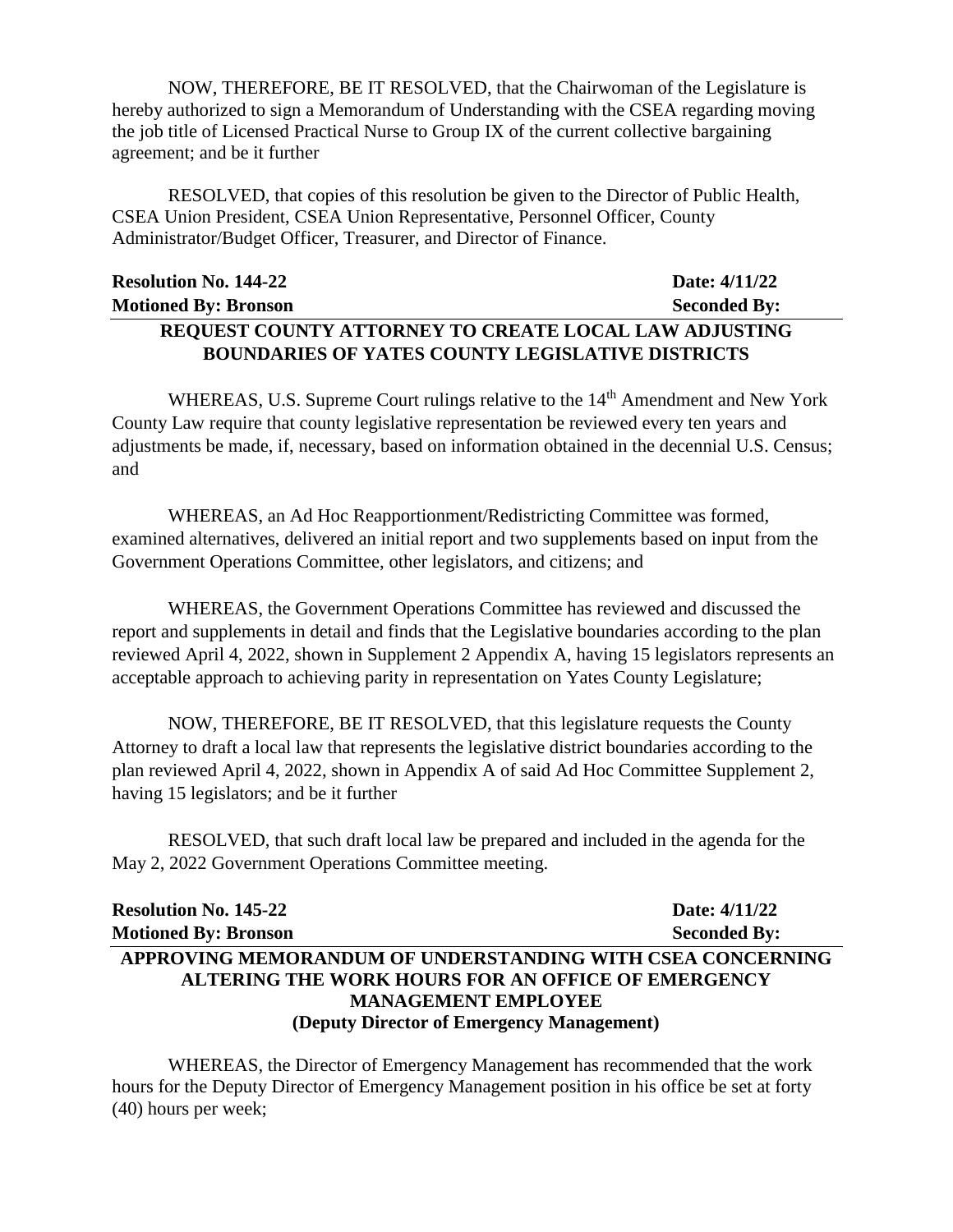NOW, THEREFORE, BE IT RESOLVED, that the Chairwoman of the Legislature is hereby authorized to sign a Memorandum of Understanding with the CSEA regarding moving the job title of Licensed Practical Nurse to Group IX of the current collective bargaining agreement; and be it further

RESOLVED, that copies of this resolution be given to the Director of Public Health, CSEA Union President, CSEA Union Representative, Personnel Officer, County Administrator/Budget Officer, Treasurer, and Director of Finance.

**Resolution No. 144-22** **Date: 4/11/22**
**Motioned By: Bronson** **Seconded By:**

**REQUEST COUNTY ATTORNEY TO CREATE LOCAL LAW ADJUSTING BOUNDARIES OF YATES COUNTY LEGISLATIVE DISTRICTS**

WHEREAS, U.S. Supreme Court rulings relative to the 14th Amendment and New York County Law require that county legislative representation be reviewed every ten years and adjustments be made, if, necessary, based on information obtained in the decennial U.S. Census; and

WHEREAS, an Ad Hoc Reapportionment/Redistricting Committee was formed, examined alternatives, delivered an initial report and two supplements based on input from the Government Operations Committee, other legislators, and citizens; and

WHEREAS, the Government Operations Committee has reviewed and discussed the report and supplements in detail and finds that the Legislative boundaries according to the plan reviewed April 4, 2022, shown in Supplement 2 Appendix A, having 15 legislators represents an acceptable approach to achieving parity in representation on Yates County Legislature;

NOW, THEREFORE, BE IT RESOLVED, that this legislature requests the County Attorney to draft a local law that represents the legislative district boundaries according to the plan reviewed April 4, 2022, shown in Appendix A of said Ad Hoc Committee Supplement 2, having 15 legislators; and be it further

RESOLVED, that such draft local law be prepared and included in the agenda for the May 2, 2022 Government Operations Committee meeting.

**Resolution No. 145-22** **Date: 4/11/22**
**Motioned By: Bronson** **Seconded By:**

**APPROVING MEMORANDUM OF UNDERSTANDING WITH CSEA CONCERNING ALTERING THE WORK HOURS FOR AN OFFICE OF EMERGENCY MANAGEMENT EMPLOYEE**
**(Deputy Director of Emergency Management)**

WHEREAS, the Director of Emergency Management has recommended that the work hours for the Deputy Director of Emergency Management position in his office be set at forty (40) hours per week;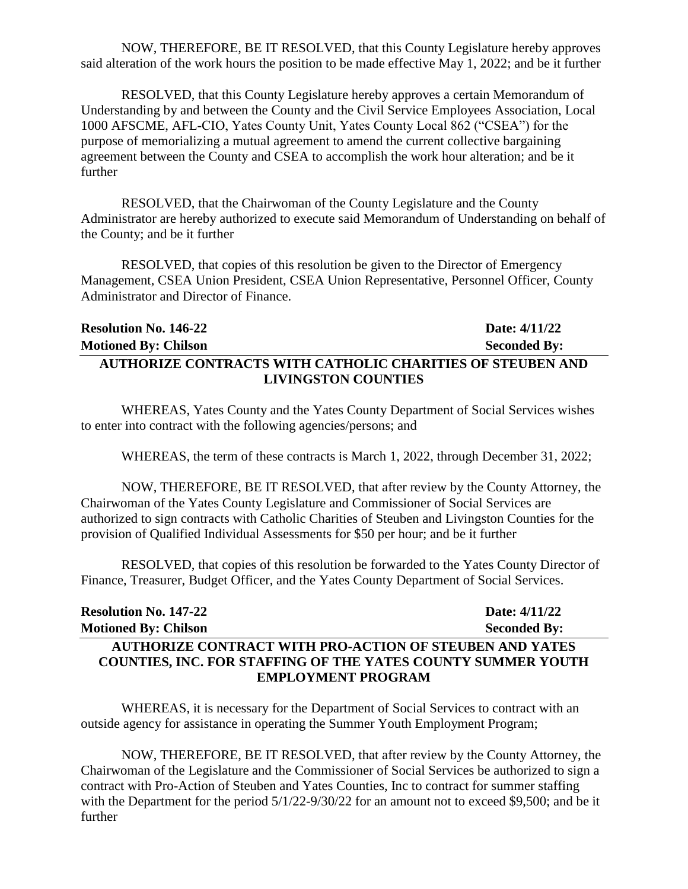NOW, THEREFORE, BE IT RESOLVED, that this County Legislature hereby approves said alteration of the work hours the position to be made effective May 1, 2022; and be it further

RESOLVED, that this County Legislature hereby approves a certain Memorandum of Understanding by and between the County and the Civil Service Employees Association, Local 1000 AFSCME, AFL-CIO, Yates County Unit, Yates County Local 862 ("CSEA") for the purpose of memorializing a mutual agreement to amend the current collective bargaining agreement between the County and CSEA to accomplish the work hour alteration; and be it further

RESOLVED, that the Chairwoman of the County Legislature and the County Administrator are hereby authorized to execute said Memorandum of Understanding on behalf of the County; and be it further

RESOLVED, that copies of this resolution be given to the Director of Emergency Management, CSEA Union President, CSEA Union Representative, Personnel Officer, County Administrator and Director of Finance.

**Resolution No. 146-22** **Date: 4/11/22**
**Motioned By: Chilson** **Seconded By:**

**AUTHORIZE CONTRACTS WITH CATHOLIC CHARITIES OF STEUBEN AND LIVINGSTON COUNTIES**

WHEREAS, Yates County and the Yates County Department of Social Services wishes to enter into contract with the following agencies/persons; and

WHEREAS, the term of these contracts is March 1, 2022, through December 31, 2022;

NOW, THEREFORE, BE IT RESOLVED, that after review by the County Attorney, the Chairwoman of the Yates County Legislature and Commissioner of Social Services are authorized to sign contracts with Catholic Charities of Steuben and Livingston Counties for the provision of Qualified Individual Assessments for $50 per hour; and be it further

RESOLVED, that copies of this resolution be forwarded to the Yates County Director of Finance, Treasurer, Budget Officer, and the Yates County Department of Social Services.

**Resolution No. 147-22** **Date: 4/11/22**
**Motioned By: Chilson** **Seconded By:**

**AUTHORIZE CONTRACT WITH PRO-ACTION OF STEUBEN AND YATES COUNTIES, INC. FOR STAFFING OF THE YATES COUNTY SUMMER YOUTH EMPLOYMENT PROGRAM**

WHEREAS, it is necessary for the Department of Social Services to contract with an outside agency for assistance in operating the Summer Youth Employment Program;

NOW, THEREFORE, BE IT RESOLVED, that after review by the County Attorney, the Chairwoman of the Legislature and the Commissioner of Social Services be authorized to sign a contract with Pro-Action of Steuben and Yates Counties, Inc to contract for summer staffing with the Department for the period 5/1/22-9/30/22 for an amount not to exceed $9,500; and be it further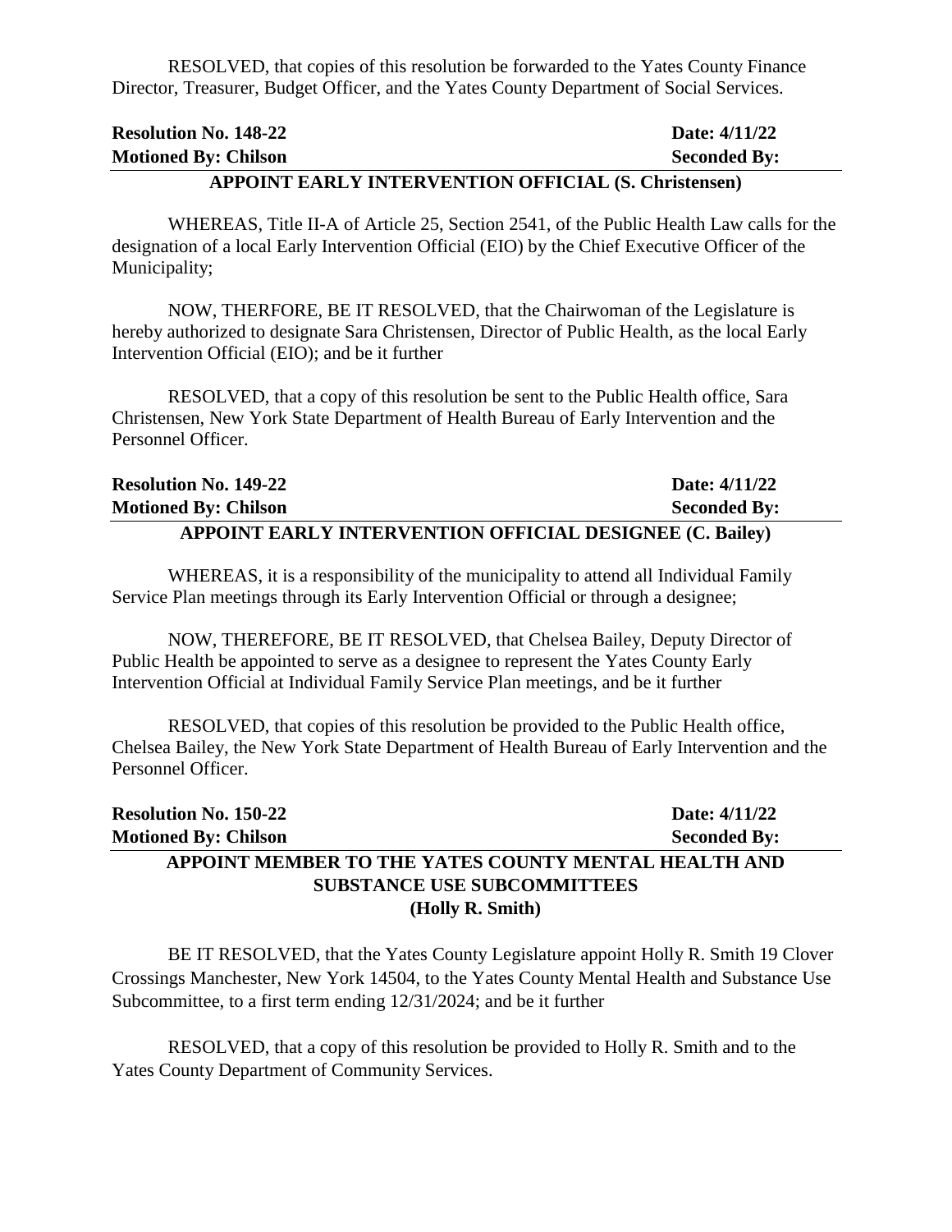RESOLVED, that copies of this resolution be forwarded to the Yates County Finance Director, Treasurer, Budget Officer, and the Yates County Department of Social Services.

**Resolution No. 148-22** **Date: 4/11/22**
**Motioned By: Chilson** **Seconded By:**

**APPOINT EARLY INTERVENTION OFFICIAL (S. Christensen)**

WHEREAS, Title II-A of Article 25, Section 2541, of the Public Health Law calls for the designation of a local Early Intervention Official (EIO) by the Chief Executive Officer of the Municipality;

NOW, THERFORE, BE IT RESOLVED, that the Chairwoman of the Legislature is hereby authorized to designate Sara Christensen, Director of Public Health, as the local Early Intervention Official (EIO); and be it further

RESOLVED, that a copy of this resolution be sent to the Public Health office, Sara Christensen, New York State Department of Health Bureau of Early Intervention and the Personnel Officer.

**Resolution No. 149-22** **Date: 4/11/22**
**Motioned By: Chilson** **Seconded By:**

**APPOINT EARLY INTERVENTION OFFICIAL DESIGNEE (C. Bailey)**

WHEREAS, it is a responsibility of the municipality to attend all Individual Family Service Plan meetings through its Early Intervention Official or through a designee;

NOW, THEREFORE, BE IT RESOLVED, that Chelsea Bailey, Deputy Director of Public Health be appointed to serve as a designee to represent the Yates County Early Intervention Official at Individual Family Service Plan meetings, and be it further

RESOLVED, that copies of this resolution be provided to the Public Health office, Chelsea Bailey, the New York State Department of Health Bureau of Early Intervention and the Personnel Officer.

**Resolution No. 150-22** **Date: 4/11/22**
**Motioned By: Chilson** **Seconded By:**

**APPOINT MEMBER TO THE YATES COUNTY MENTAL HEALTH AND SUBSTANCE USE SUBCOMMITTEES (Holly R. Smith)**

BE IT RESOLVED, that the Yates County Legislature appoint Holly R. Smith 19 Clover Crossings Manchester, New York 14504, to the Yates County Mental Health and Substance Use Subcommittee, to a first term ending 12/31/2024; and be it further

RESOLVED, that a copy of this resolution be provided to Holly R. Smith and to the Yates County Department of Community Services.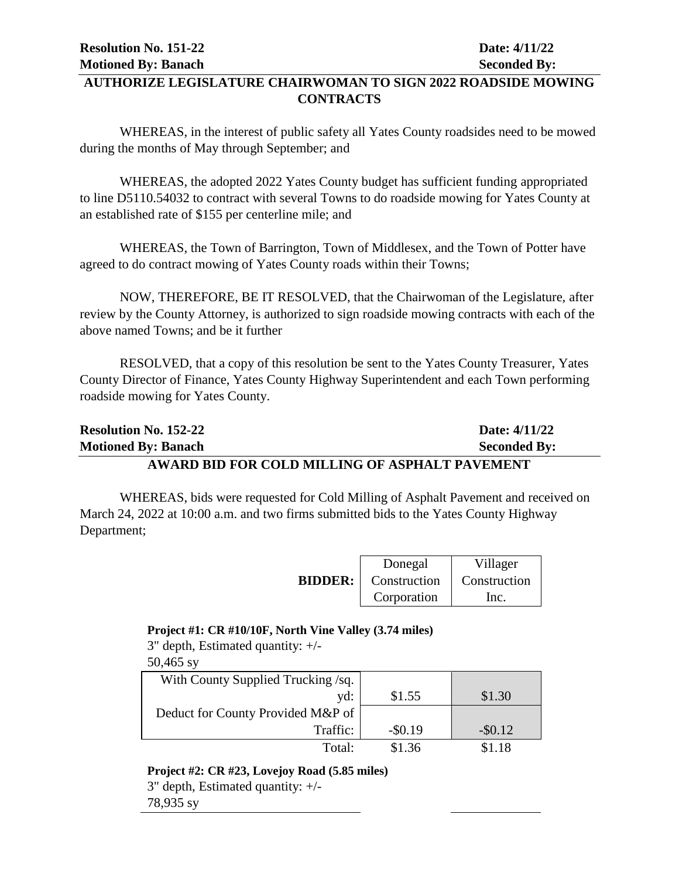**Resolution No. 151-22** **Date: 4/11/22**
**Motioned By: Banach** **Seconded By:**

## AUTHORIZE LEGISLATURE CHAIRWOMAN TO SIGN 2022 ROADSIDE MOWING CONTRACTS

WHEREAS, in the interest of public safety all Yates County roadsides need to be mowed during the months of May through September; and

WHEREAS, the adopted 2022 Yates County budget has sufficient funding appropriated to line D5110.54032 to contract with several Towns to do roadside mowing for Yates County at an established rate of $155 per centerline mile; and

WHEREAS, the Town of Barrington, Town of Middlesex, and the Town of Potter have agreed to do contract mowing of Yates County roads within their Towns;

NOW, THEREFORE, BE IT RESOLVED, that the Chairwoman of the Legislature, after review by the County Attorney, is authorized to sign roadside mowing contracts with each of the above named Towns; and be it further

RESOLVED, that a copy of this resolution be sent to the Yates County Treasurer, Yates County Director of Finance, Yates County Highway Superintendent and each Town performing roadside mowing for Yates County.

**Resolution No. 152-22** **Date: 4/11/22**
**Motioned By: Banach** **Seconded By:**

## AWARD BID FOR COLD MILLING OF ASPHALT PAVEMENT

WHEREAS, bids were requested for Cold Milling of Asphalt Pavement and received on March 24, 2022 at 10:00 a.m. and two firms submitted bids to the Yates County Highway Department;

| **BIDDER:** | Donegal Construction Corporation | Villager Construction Inc. |
|---|---|---|
| **Project #1: CR #10/10F, North Vine Valley (3.74 miles)** 3" depth, Estimated quantity: +/- 50,465 sy | | |
| With County Supplied Trucking /sq. yd: | $1.55 | $1.30 |
| Deduct for County Provided M&P of Traffic: | -$0.19 | -$0.12 |
| Total: | $1.36 | $1.18 |
| **Project #2: CR #23, Lovejoy Road (5.85 miles)** 3" depth, Estimated quantity: +/- 78,935 sy | | |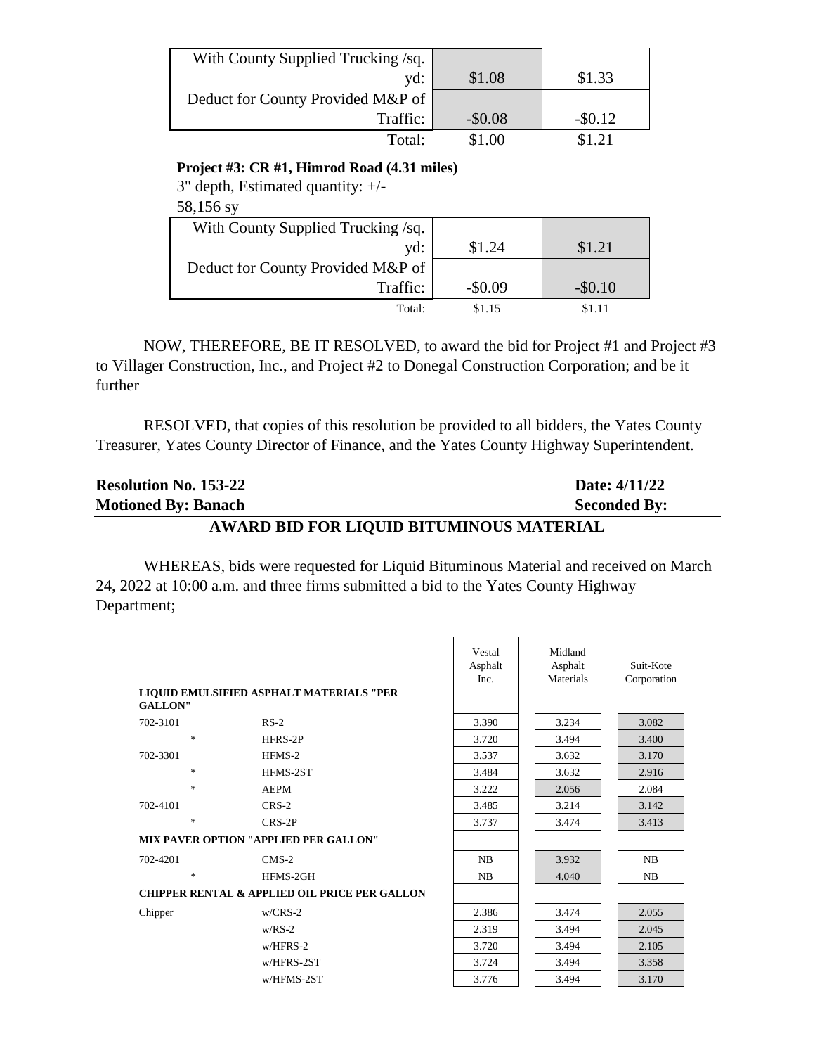| | | |
|---|---|---|
| With County Supplied Trucking /sq. yd: | $1.08 | $1.33 |
| Deduct for County Provided M&P of Traffic: | -$0.08 | -$0.12 |
| Total: | $1.00 | $1.21 |

**Project #3: CR #1, Himrod Road (4.31 miles)**

3" depth, Estimated quantity: +/- 58,156 sy

| | | |
|---|---|---|
| With County Supplied Trucking /sq. yd: | $1.24 | $1.21 |
| Deduct for County Provided M&P of Traffic: | -$0.09 | -$0.10 |
| Total: | $1.15 | $1.11 |

NOW, THEREFORE, BE IT RESOLVED, to award the bid for Project #1 and Project #3 to Villager Construction, Inc., and Project #2 to Donegal Construction Corporation; and be it further

RESOLVED, that copies of this resolution be provided to all bidders, the Yates County Treasurer, Yates County Director of Finance, and the Yates County Highway Superintendent.

**Resolution No. 153-22** **Date: 4/11/22**
**Motioned By: Banach** **Seconded By:**

## AWARD BID FOR LIQUID BITUMINOUS MATERIAL

WHEREAS, bids were requested for Liquid Bituminous Material and received on March 24, 2022 at 10:00 a.m. and three firms submitted a bid to the Yates County Highway Department;

| | | Vestal Asphalt Inc. | Midland Asphalt Materials | Suit-Kote Corporation |
|---|---|---|---|---|
| **LIQUID EMULSIFIED ASPHALT MATERIALS "PER GALLON"** | | | | |
| 702-3101 | RS-2 | 3.390 | 3.234 | 3.082 |
| * | HFRS-2P | 3.720 | 3.494 | 3.400 |
| 702-3301 | HFMS-2 | 3.537 | 3.632 | 3.170 |
| * | HFMS-2ST | 3.484 | 3.632 | 2.916 |
| * | AEPM | 3.222 | 2.056 | 2.084 |
| 702-4101 | CRS-2 | 3.485 | 3.214 | 3.142 |
| * | CRS-2P | 3.737 | 3.474 | 3.413 |
| **MIX PAVER OPTION "APPLIED PER GALLON"** | | | | |
| 702-4201 | CMS-2 | NB | 3.932 | NB |
| * | HFMS-2GH | NB | 4.040 | NB |
| **CHIPPER RENTAL & APPLIED OIL PRICE PER GALLON** | | | | |
| Chipper | w/CRS-2 | 2.386 | 3.474 | 2.055 |
| | w/RS-2 | 2.319 | 3.494 | 2.045 |
| | w/HFRS-2 | 3.720 | 3.494 | 2.105 |
| | w/HFRS-2ST | 3.724 | 3.494 | 3.358 |
| | w/HFMS-2ST | 3.776 | 3.494 | 3.170 |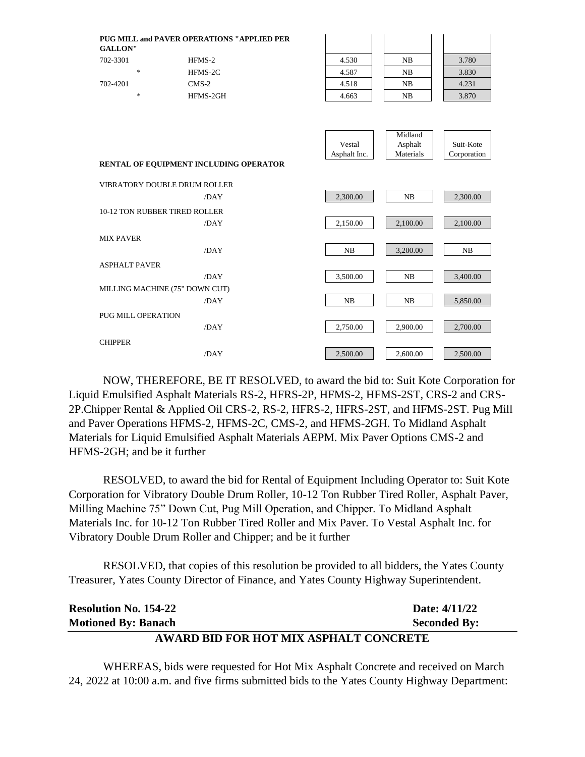| PUG MILL and PAVER OPERATIONS "APPLIED PER GALLON" | | | | |
|---|---|---|---|---|
| 702-3301 | HFMS-2 | 4.530 | NB | 3.780 |
| * | HFMS-2C | 4.587 | NB | 3.830 |
| 702-4201 | CMS-2 | 4.518 | NB | 4.231 |
| * | HFMS-2GH | 4.663 | NB | 3.870 |

| RENTAL OF EQUIPMENT INCLUDING OPERATOR | | Vestal Asphalt Inc. | Midland Asphalt Materials | Suit-Kote Corporation |
|---|---|---|---|---|
| VIBRATORY DOUBLE DRUM ROLLER | /DAY | 2,300.00 | NB | 2,300.00 |
| 10-12 TON RUBBER TIRED ROLLER | /DAY | 2,150.00 | 2,100.00 | 2,100.00 |
| MIX PAVER | /DAY | NB | 3,200.00 | NB |
| ASPHALT PAVER | /DAY | 3,500.00 | NB | 3,400.00 |
| MILLING MACHINE (75" DOWN CUT) | /DAY | NB | NB | 5,850.00 |
| PUG MILL OPERATION | /DAY | 2,750.00 | 2,900.00 | 2,700.00 |
| CHIPPER | /DAY | 2,500.00 | 2,600.00 | 2,500.00 |

NOW, THEREFORE, BE IT RESOLVED, to award the bid to: Suit Kote Corporation for Liquid Emulsified Asphalt Materials RS-2, HFRS-2P, HFMS-2, HFMS-2ST, CRS-2 and CRS-2P.Chipper Rental & Applied Oil CRS-2, RS-2, HFRS-2, HFRS-2ST, and HFMS-2ST. Pug Mill and Paver Operations HFMS-2, HFMS-2C, CMS-2, and HFMS-2GH. To Midland Asphalt Materials for Liquid Emulsified Asphalt Materials AEPM. Mix Paver Options CMS-2 and HFMS-2GH; and be it further

RESOLVED, to award the bid for Rental of Equipment Including Operator to: Suit Kote Corporation for Vibratory Double Drum Roller, 10-12 Ton Rubber Tired Roller, Asphalt Paver, Milling Machine 75" Down Cut, Pug Mill Operation, and Chipper. To Midland Asphalt Materials Inc. for 10-12 Ton Rubber Tired Roller and Mix Paver. To Vestal Asphalt Inc. for Vibratory Double Drum Roller and Chipper; and be it further

RESOLVED, that copies of this resolution be provided to all bidders, the Yates County Treasurer, Yates County Director of Finance, and Yates County Highway Superintendent.

**Resolution No. 154-22** **Date: 4/11/22**
**Motioned By: Banach** **Seconded By:**

## AWARD BID FOR HOT MIX ASPHALT CONCRETE

WHEREAS, bids were requested for Hot Mix Asphalt Concrete and received on March 24, 2022 at 10:00 a.m. and five firms submitted bids to the Yates County Highway Department: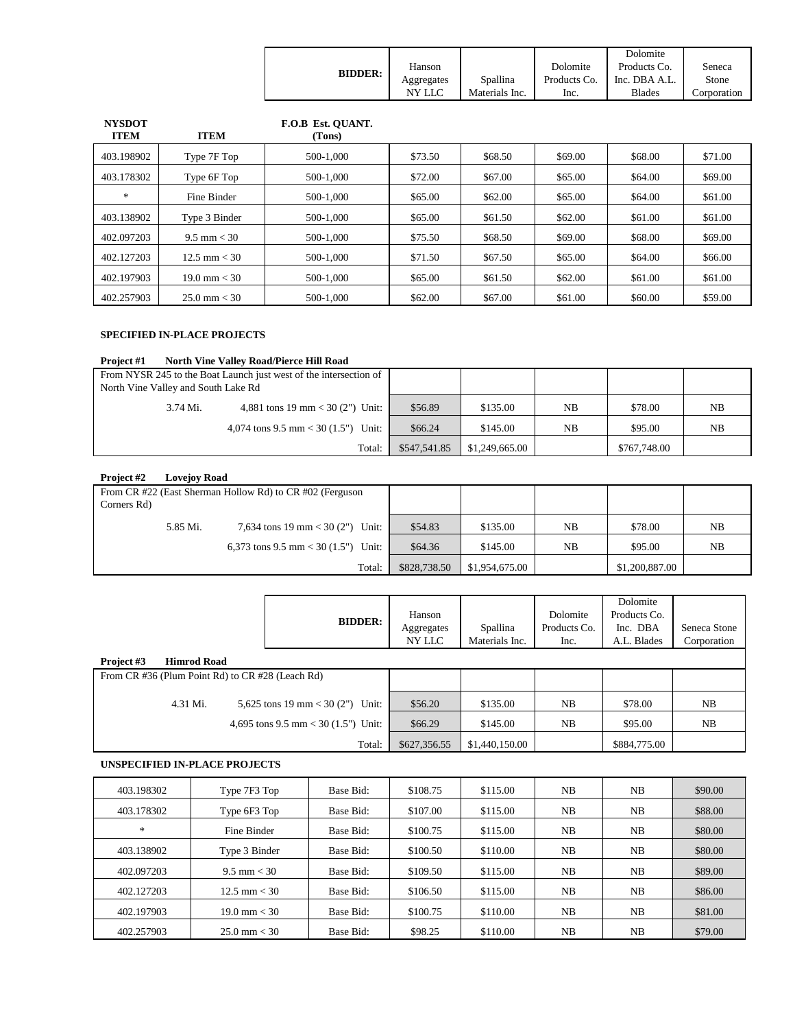| NYSDOT ITEM | ITEM | F.O.B Est. QUANT. (Tons) | Hanson Aggregates NY LLC | Spallina Materials Inc. | Dolomite Products Co. Inc. | Dolomite Products Co. Inc. DBA A.L. Blades | Seneca Stone Corporation |
|---|---|---|---|---|---|---|---|
| 403.198902 | Type 7F Top | 500-1,000 | $73.50 | $68.50 | $69.00 | $68.00 | $71.00 |
| 403.178302 | Type 6F Top | 500-1,000 | $72.00 | $67.00 | $65.00 | $64.00 | $69.00 |
| * | Fine Binder | 500-1,000 | $65.00 | $62.00 | $65.00 | $64.00 | $61.00 |
| 403.138902 | Type 3 Binder | 500-1,000 | $65.00 | $61.50 | $62.00 | $61.00 | $61.00 |
| 402.097203 | 9.5 mm < 30 | 500-1,000 | $75.50 | $68.50 | $69.00 | $68.00 | $69.00 |
| 402.127203 | 12.5 mm < 30 | 500-1,000 | $71.50 | $67.50 | $65.00 | $64.00 | $66.00 |
| 402.197903 | 19.0 mm < 30 | 500-1,000 | $65.00 | $61.50 | $62.00 | $61.00 | $61.00 |
| 402.257903 | 25.0 mm < 30 | 500-1,000 | $62.00 | $67.00 | $61.00 | $60.00 | $59.00 |

**SPECIFIED IN-PLACE PROJECTS**

**Project #1 North Vine Valley Road/Pierce Hill Road**

| From NYSR 245 to the Boat Launch just west of the intersection of North Vine Valley and South Lake Rd | Hanson Aggregates NY LLC | Spallina Materials Inc. | Dolomite Products Co. Inc. | Dolomite Products Co. Inc. DBA A.L. Blades | Seneca Stone Corporation |
|---|---|---|---|---|---|
| 3.74 Mi. 4,881 tons 19 mm < 30 (2") Unit: | $56.89 | $135.00 | NB | $78.00 | NB |
| 4,074 tons 9.5 mm < 30 (1.5") Unit: | $66.24 | $145.00 | NB | $95.00 | NB |
| Total: | $547,541.85 | $1,249,665.00 | | $767,748.00 | |

**Project #2 Lovejoy Road**

| From CR #22 (East Sherman Hollow Rd) to CR #02 (Ferguson Corners Rd) | Hanson Aggregates NY LLC | Spallina Materials Inc. | Dolomite Products Co. Inc. | Dolomite Products Co. Inc. DBA A.L. Blades | Seneca Stone Corporation |
|---|---|---|---|---|---|
| 5.85 Mi. 7,634 tons 19 mm < 30 (2") Unit: | $54.83 | $135.00 | NB | $78.00 | NB |
| 6,373 tons 9.5 mm < 30 (1.5") Unit: | $64.36 | $145.00 | NB | $95.00 | NB |
| Total: | $828,738.50 | $1,954,675.00 | | $1,200,887.00 | |

**Project #3 Himrod Road**

| From CR #36 (Plum Point Rd) to CR #28 (Leach Rd) | Hanson Aggregates NY LLC | Spallina Materials Inc. | Dolomite Products Co. Inc. | Dolomite Products Co. Inc. DBA A.L. Blades | Seneca Stone Corporation |
|---|---|---|---|---|---|
| 4.31 Mi. 5,625 tons 19 mm < 30 (2") Unit: | $56.20 | $135.00 | NB | $78.00 | NB |
| 4,695 tons 9.5 mm < 30 (1.5") Unit: | $66.29 | $145.00 | NB | $95.00 | NB |
| Total: | $627,356.55 | $1,440,150.00 | | $884,775.00 | |

**UNSPECIFIED IN-PLACE PROJECTS**

| NYSDOT ITEM | ITEM | | Hanson Aggregates NY LLC | Spallina Materials Inc. | Dolomite Products Co. Inc. | Dolomite Products Co. Inc. DBA A.L. Blades | Seneca Stone Corporation |
|---|---|---|---|---|---|---|---|
| 403.198302 | Type 7F3 Top | Base Bid: | $108.75 | $115.00 | NB | NB | $90.00 |
| 403.178302 | Type 6F3 Top | Base Bid: | $107.00 | $115.00 | NB | NB | $88.00 |
| * | Fine Binder | Base Bid: | $100.75 | $115.00 | NB | NB | $80.00 |
| 403.138902 | Type 3 Binder | Base Bid: | $100.50 | $110.00 | NB | NB | $80.00 |
| 402.097203 | 9.5 mm < 30 | Base Bid: | $109.50 | $115.00 | NB | NB | $89.00 |
| 402.127203 | 12.5 mm < 30 | Base Bid: | $106.50 | $115.00 | NB | NB | $86.00 |
| 402.197903 | 19.0 mm < 30 | Base Bid: | $100.75 | $110.00 | NB | NB | $81.00 |
| 402.257903 | 25.0 mm < 30 | Base Bid: | $98.25 | $110.00 | NB | NB | $79.00 |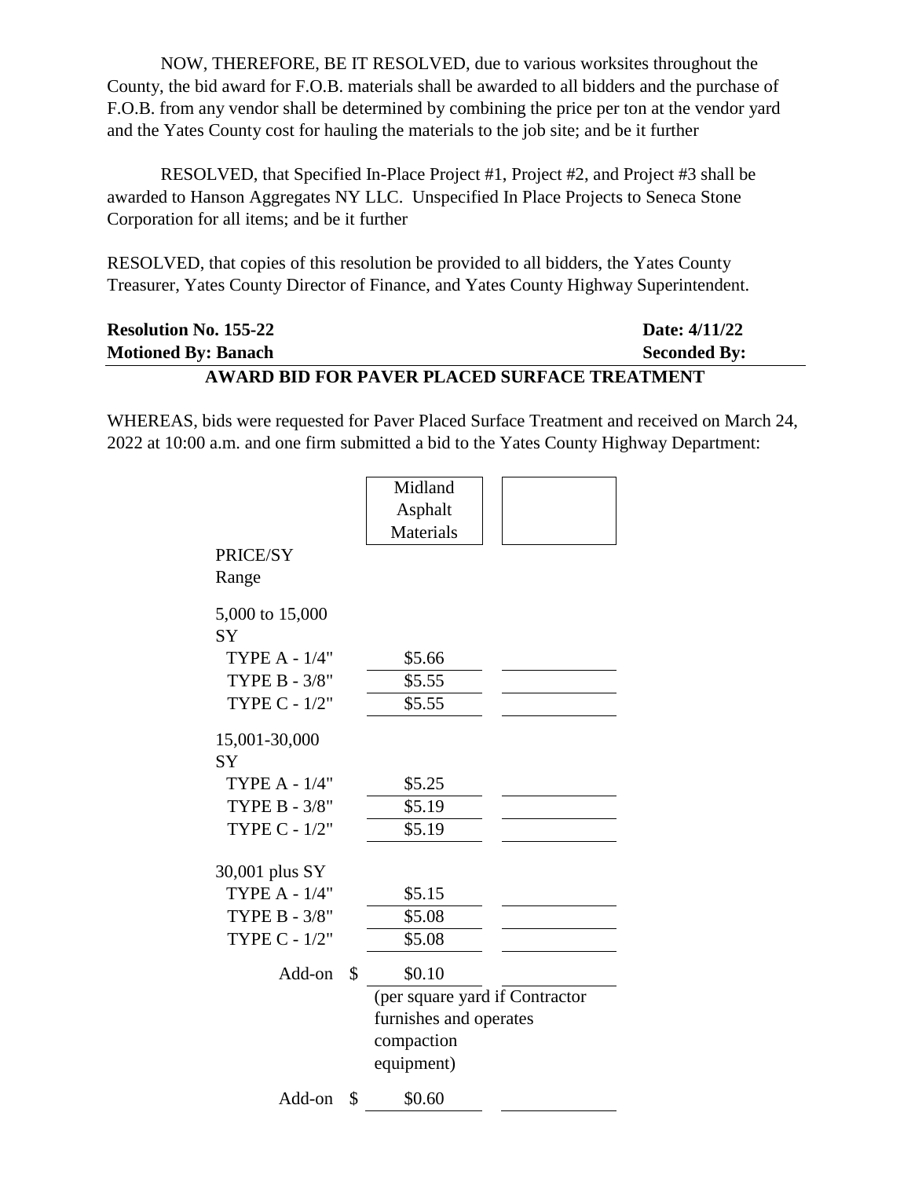NOW, THEREFORE, BE IT RESOLVED, due to various worksites throughout the County, the bid award for F.O.B. materials shall be awarded to all bidders and the purchase of F.O.B. from any vendor shall be determined by combining the price per ton at the vendor yard and the Yates County cost for hauling the materials to the job site; and be it further

RESOLVED, that Specified In-Place Project #1, Project #2, and Project #3 shall be awarded to Hanson Aggregates NY LLC. Unspecified In Place Projects to Seneca Stone Corporation for all items; and be it further

RESOLVED, that copies of this resolution be provided to all bidders, the Yates County Treasurer, Yates County Director of Finance, and Yates County Highway Superintendent.

**Resolution No. 155-22** **Date: 4/11/22**
**Motioned By: Banach** **Seconded By:**

**AWARD BID FOR PAVER PLACED SURFACE TREATMENT**

WHEREAS, bids were requested for Paver Placed Surface Treatment and received on March 24, 2022 at 10:00 a.m. and one firm submitted a bid to the Yates County Highway Department:

| | | Midland Asphalt Materials | |
|---|---|---|---|
| PRICE/SY Range | | | |
| 5,000 to 15,000 SY | | | |
| TYPE A - 1/4" | | $5.66 | |
| TYPE B - 3/8" | | $5.55 | |
| TYPE C - 1/2" | | $5.55 | |
| 15,001-30,000 SY | | | |
| TYPE A - 1/4" | | $5.25 | |
| TYPE B - 3/8" | | $5.19 | |
| TYPE C - 1/2" | | $5.19 | |
| 30,001 plus SY | | | |
| TYPE A - 1/4" | | $5.15 | |
| TYPE B - 3/8" | | $5.08 | |
| TYPE C - 1/2" | | $5.08 | |
| Add-on | $ | $0.10 | |
| | | (per square yard if Contractor furnishes and operates compaction equipment) | |
| Add-on | $ | $0.60 | |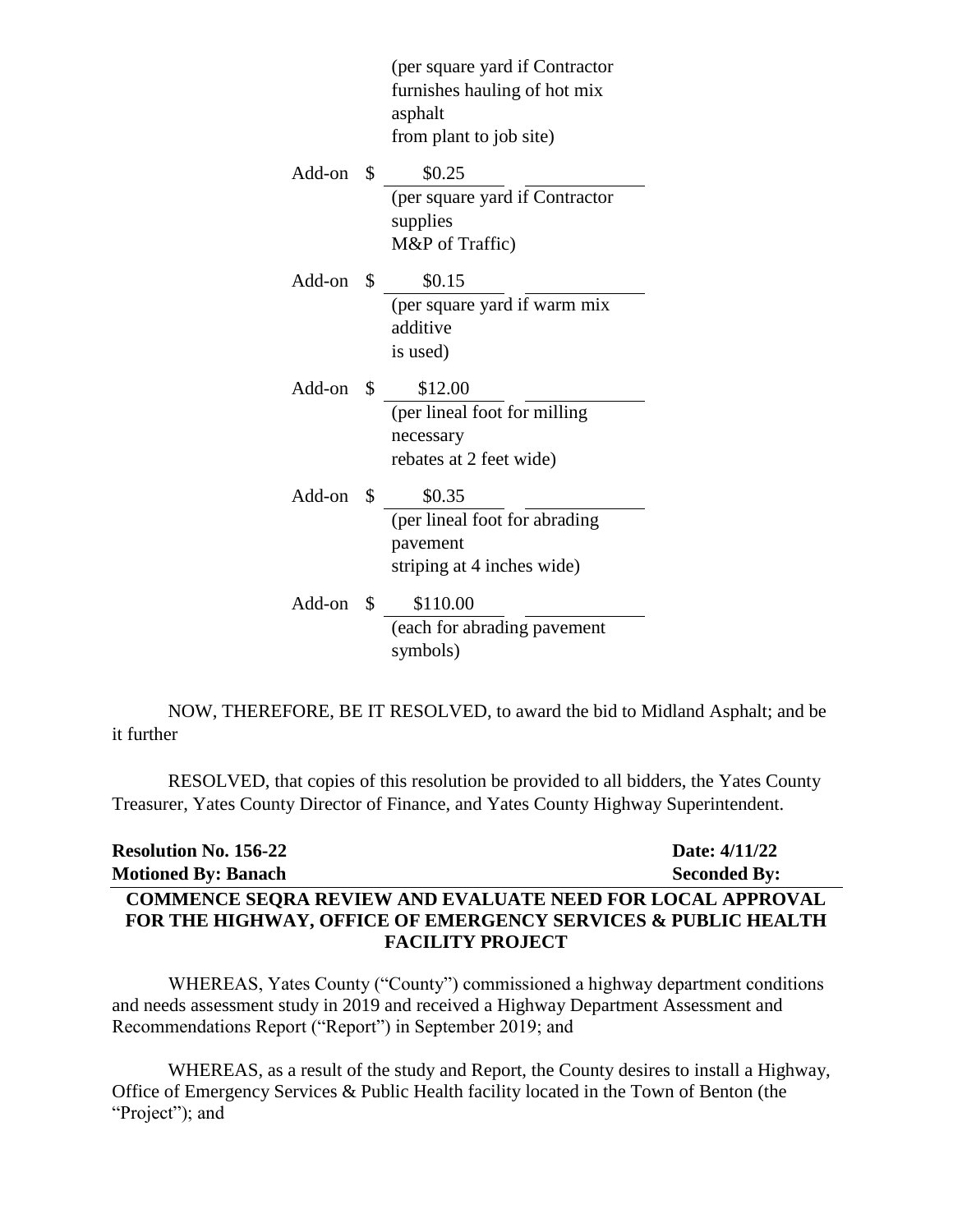(per square yard if Contractor furnishes hauling of hot mix asphalt from plant to job site)

| | | | |
|---|---|---|---|
| Add-on | $ | $0.25 (per square yard if Contractor supplies M&P of Traffic) | |
| Add-on | $ | $0.15 (per square yard if warm mix additive is used) | |
| Add-on | $ | $12.00 (per lineal foot for milling necessary rebates at 2 feet wide) | |
| Add-on | $ | $0.35 (per lineal foot for abrading pavement striping at 4 inches wide) | |
| Add-on | $ | $110.00 (each for abrading pavement symbols) | |

NOW, THEREFORE, BE IT RESOLVED, to award the bid to Midland Asphalt; and be it further

RESOLVED, that copies of this resolution be provided to all bidders, the Yates County Treasurer, Yates County Director of Finance, and Yates County Highway Superintendent.

**Resolution No. 156-22** **Date: 4/11/22**
**Motioned By: Banach** **Seconded By:**

**COMMENCE SEQRA REVIEW AND EVALUATE NEED FOR LOCAL APPROVAL FOR THE HIGHWAY, OFFICE OF EMERGENCY SERVICES & PUBLIC HEALTH FACILITY PROJECT**

WHEREAS, Yates County ("County") commissioned a highway department conditions and needs assessment study in 2019 and received a Highway Department Assessment and Recommendations Report ("Report") in September 2019; and

WHEREAS, as a result of the study and Report, the County desires to install a Highway, Office of Emergency Services & Public Health facility located in the Town of Benton (the "Project"); and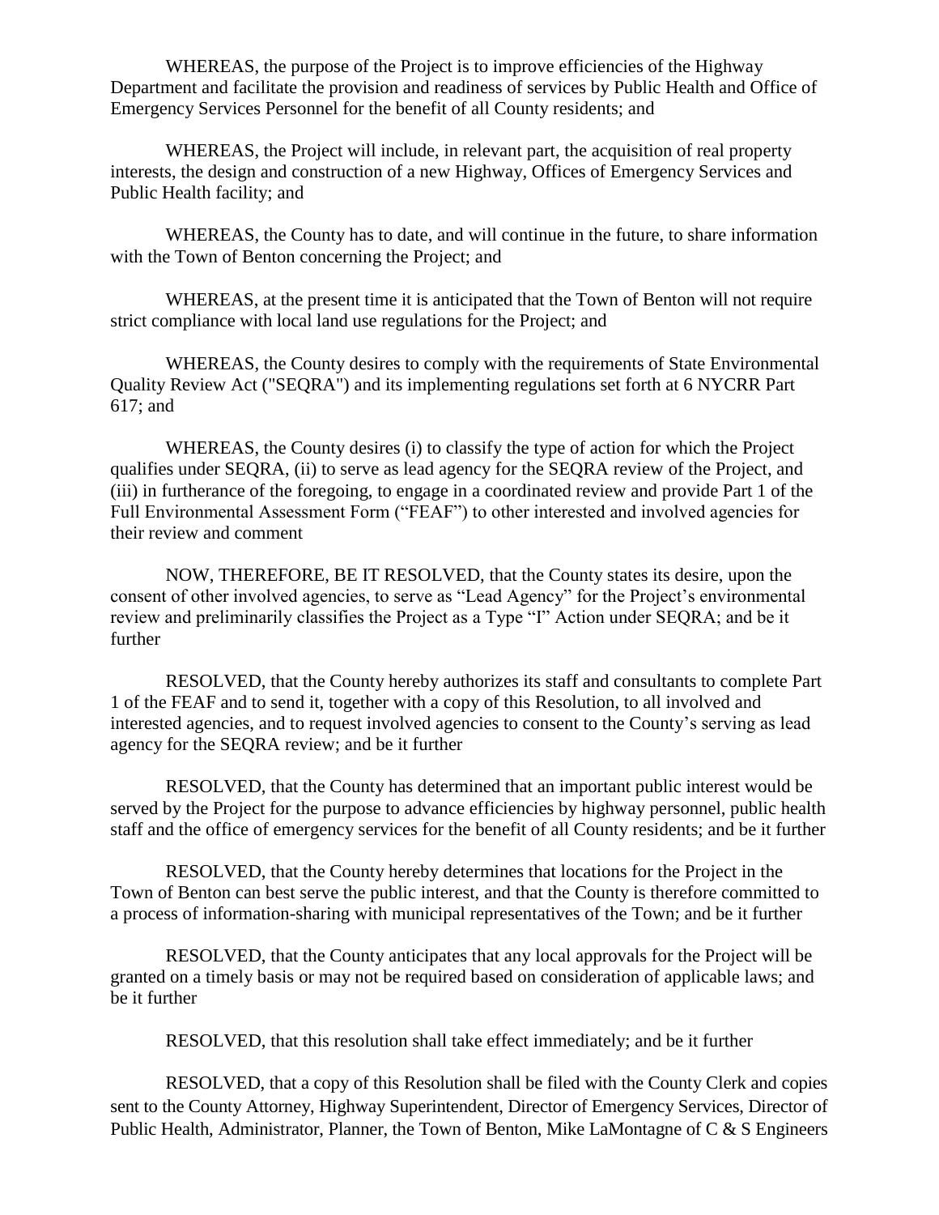WHEREAS, the purpose of the Project is to improve efficiencies of the Highway Department and facilitate the provision and readiness of services by Public Health and Office of Emergency Services Personnel for the benefit of all County residents; and

WHEREAS, the Project will include, in relevant part, the acquisition of real property interests, the design and construction of a new Highway, Offices of Emergency Services and Public Health facility; and

WHEREAS, the County has to date, and will continue in the future, to share information with the Town of Benton concerning the Project; and

WHEREAS, at the present time it is anticipated that the Town of Benton will not require strict compliance with local land use regulations for the Project; and

WHEREAS, the County desires to comply with the requirements of State Environmental Quality Review Act ("SEQRA") and its implementing regulations set forth at 6 NYCRR Part 617; and

WHEREAS, the County desires (i) to classify the type of action for which the Project qualifies under SEQRA, (ii) to serve as lead agency for the SEQRA review of the Project, and (iii) in furtherance of the foregoing, to engage in a coordinated review and provide Part 1 of the Full Environmental Assessment Form ("FEAF") to other interested and involved agencies for their review and comment

NOW, THEREFORE, BE IT RESOLVED, that the County states its desire, upon the consent of other involved agencies, to serve as "Lead Agency" for the Project's environmental review and preliminarily classifies the Project as a Type "I" Action under SEQRA; and be it further

RESOLVED, that the County hereby authorizes its staff and consultants to complete Part 1 of the FEAF and to send it, together with a copy of this Resolution, to all involved and interested agencies, and to request involved agencies to consent to the County's serving as lead agency for the SEQRA review; and be it further

RESOLVED, that the County has determined that an important public interest would be served by the Project for the purpose to advance efficiencies by highway personnel, public health staff and the office of emergency services for the benefit of all County residents; and be it further

RESOLVED, that the County hereby determines that locations for the Project in the Town of Benton can best serve the public interest, and that the County is therefore committed to a process of information-sharing with municipal representatives of the Town; and be it further

RESOLVED, that the County anticipates that any local approvals for the Project will be granted on a timely basis or may not be required based on consideration of applicable laws; and be it further

RESOLVED, that this resolution shall take effect immediately; and be it further

RESOLVED, that a copy of this Resolution shall be filed with the County Clerk and copies sent to the County Attorney, Highway Superintendent, Director of Emergency Services, Director of Public Health, Administrator, Planner, the Town of Benton, Mike LaMontagne of C & S Engineers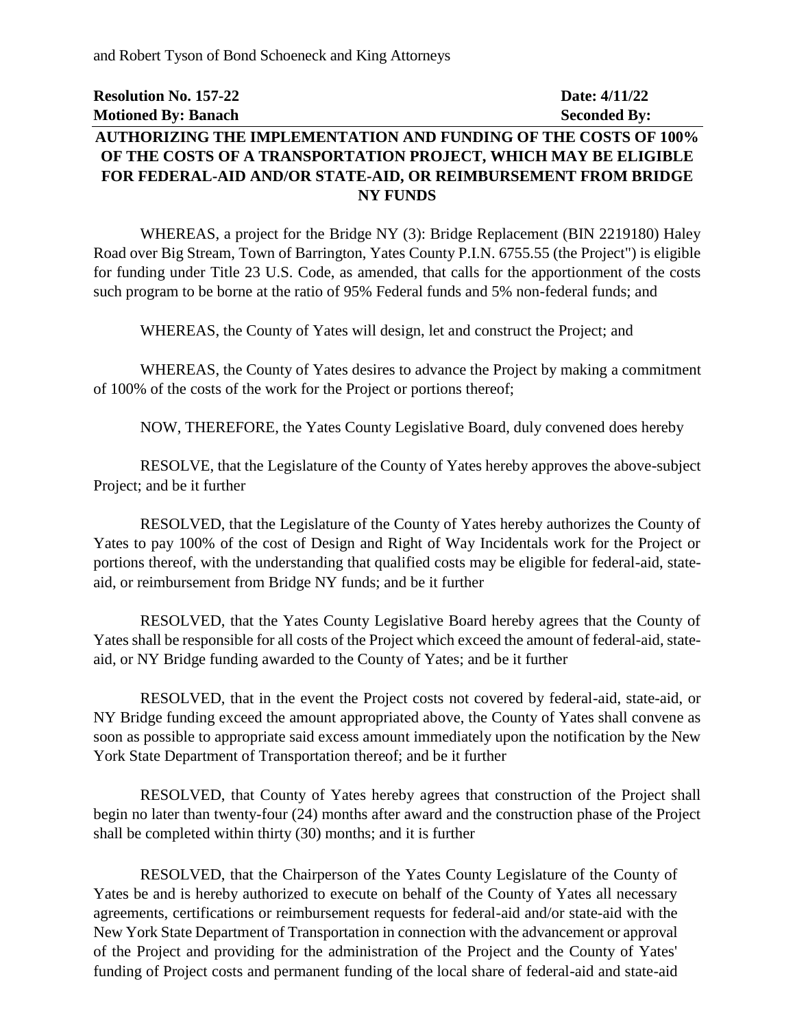and Robert Tyson of Bond Schoeneck and King Attorneys

**Resolution No. 157-22** **Date: 4/11/22**
**Motioned By: Banach** **Seconded By:**

**AUTHORIZING THE IMPLEMENTATION AND FUNDING OF THE COSTS OF 100% OF THE COSTS OF A TRANSPORTATION PROJECT, WHICH MAY BE ELIGIBLE FOR FEDERAL-AID AND/OR STATE-AID, OR REIMBURSEMENT FROM BRIDGE NY FUNDS**

WHEREAS, a project for the Bridge NY (3): Bridge Replacement (BIN 2219180) Haley Road over Big Stream, Town of Barrington, Yates County P.I.N. 6755.55 (the Project") is eligible for funding under Title 23 U.S. Code, as amended, that calls for the apportionment of the costs such program to be borne at the ratio of 95% Federal funds and 5% non-federal funds; and

WHEREAS, the County of Yates will design, let and construct the Project; and

WHEREAS, the County of Yates desires to advance the Project by making a commitment of 100% of the costs of the work for the Project or portions thereof;

NOW, THEREFORE, the Yates County Legislative Board, duly convened does hereby

RESOLVE, that the Legislature of the County of Yates hereby approves the above-subject Project; and be it further

RESOLVED, that the Legislature of the County of Yates hereby authorizes the County of Yates to pay 100% of the cost of Design and Right of Way Incidentals work for the Project or portions thereof, with the understanding that qualified costs may be eligible for federal-aid, state-aid, or reimbursement from Bridge NY funds; and be it further

RESOLVED, that the Yates County Legislative Board hereby agrees that the County of Yates shall be responsible for all costs of the Project which exceed the amount of federal-aid, state-aid, or NY Bridge funding awarded to the County of Yates; and be it further

RESOLVED, that in the event the Project costs not covered by federal-aid, state-aid, or NY Bridge funding exceed the amount appropriated above, the County of Yates shall convene as soon as possible to appropriate said excess amount immediately upon the notification by the New York State Department of Transportation thereof; and be it further

RESOLVED, that County of Yates hereby agrees that construction of the Project shall begin no later than twenty-four (24) months after award and the construction phase of the Project shall be completed within thirty (30) months; and it is further

RESOLVED, that the Chairperson of the Yates County Legislature of the County of Yates be and is hereby authorized to execute on behalf of the County of Yates all necessary agreements, certifications or reimbursement requests for federal-aid and/or state-aid with the New York State Department of Transportation in connection with the advancement or approval of the Project and providing for the administration of the Project and the County of Yates' funding of Project costs and permanent funding of the local share of federal-aid and state-aid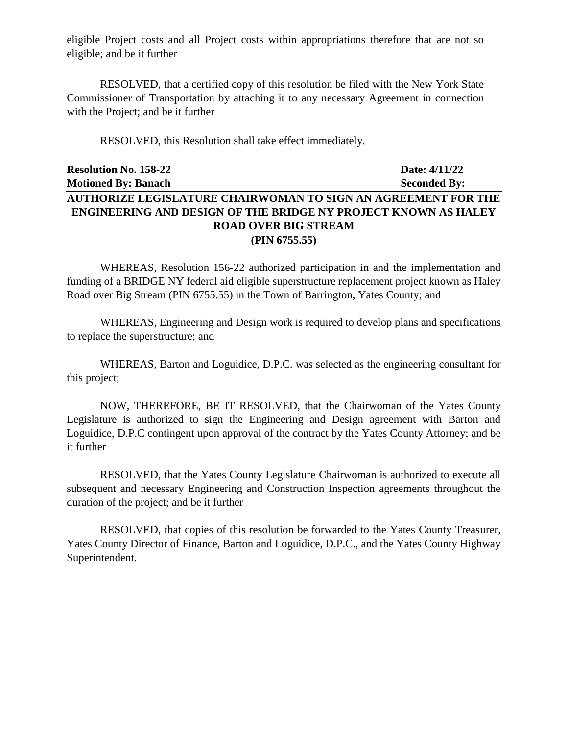eligible Project costs and all Project costs within appropriations therefore that are not so eligible; and be it further

RESOLVED, that a certified copy of this resolution be filed with the New York State Commissioner of Transportation by attaching it to any necessary Agreement in connection with the Project; and be it further

RESOLVED, this Resolution shall take effect immediately.

**Resolution No. 158-22** **Date: 4/11/22**
**Motioned By: Banach** **Seconded By:**

**AUTHORIZE LEGISLATURE CHAIRWOMAN TO SIGN AN AGREEMENT FOR THE ENGINEERING AND DESIGN OF THE BRIDGE NY PROJECT KNOWN AS HALEY ROAD OVER BIG STREAM (PIN 6755.55)**

WHEREAS, Resolution 156-22 authorized participation in and the implementation and funding of a BRIDGE NY federal aid eligible superstructure replacement project known as Haley Road over Big Stream (PIN 6755.55) in the Town of Barrington, Yates County; and

WHEREAS, Engineering and Design work is required to develop plans and specifications to replace the superstructure; and

WHEREAS, Barton and Loguidice, D.P.C. was selected as the engineering consultant for this project;

NOW, THEREFORE, BE IT RESOLVED, that the Chairwoman of the Yates County Legislature is authorized to sign the Engineering and Design agreement with Barton and Loguidice, D.P.C contingent upon approval of the contract by the Yates County Attorney; and be it further

RESOLVED, that the Yates County Legislature Chairwoman is authorized to execute all subsequent and necessary Engineering and Construction Inspection agreements throughout the duration of the project; and be it further

RESOLVED, that copies of this resolution be forwarded to the Yates County Treasurer, Yates County Director of Finance, Barton and Loguidice, D.P.C., and the Yates County Highway Superintendent.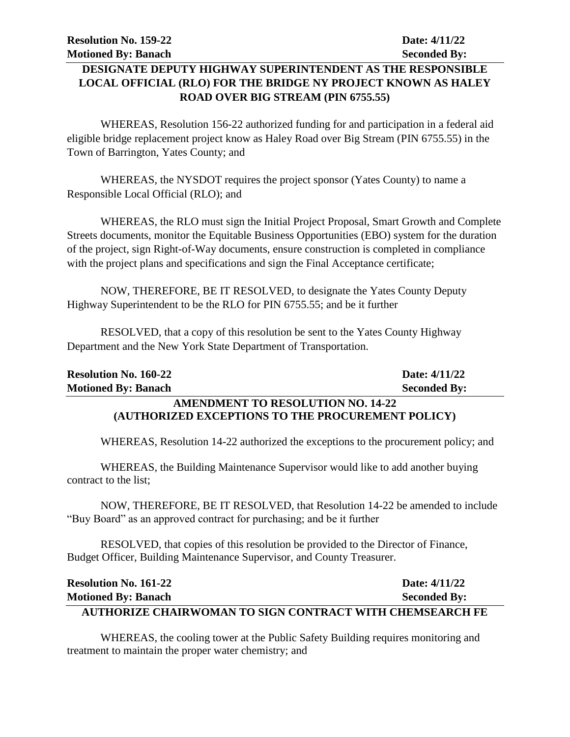**Resolution No. 159-22** **Date: 4/11/22**
**Motioned By: Banach** **Seconded By:**

**DESIGNATE DEPUTY HIGHWAY SUPERINTENDENT AS THE RESPONSIBLE LOCAL OFFICIAL (RLO) FOR THE BRIDGE NY PROJECT KNOWN AS HALEY ROAD OVER BIG STREAM (PIN 6755.55)**

WHEREAS, Resolution 156-22 authorized funding for and participation in a federal aid eligible bridge replacement project know as Haley Road over Big Stream (PIN 6755.55) in the Town of Barrington, Yates County; and

WHEREAS, the NYSDOT requires the project sponsor (Yates County) to name a Responsible Local Official (RLO); and

WHEREAS, the RLO must sign the Initial Project Proposal, Smart Growth and Complete Streets documents, monitor the Equitable Business Opportunities (EBO) system for the duration of the project, sign Right-of-Way documents, ensure construction is completed in compliance with the project plans and specifications and sign the Final Acceptance certificate;

NOW, THEREFORE, BE IT RESOLVED, to designate the Yates County Deputy Highway Superintendent to be the RLO for PIN 6755.55; and be it further

RESOLVED, that a copy of this resolution be sent to the Yates County Highway Department and the New York State Department of Transportation.

**Resolution No. 160-22** **Date: 4/11/22**
**Motioned By: Banach** **Seconded By:**

**AMENDMENT TO RESOLUTION NO. 14-22 (AUTHORIZED EXCEPTIONS TO THE PROCUREMENT POLICY)**

WHEREAS, Resolution 14-22 authorized the exceptions to the procurement policy; and

WHEREAS, the Building Maintenance Supervisor would like to add another buying contract to the list;

NOW, THEREFORE, BE IT RESOLVED, that Resolution 14-22 be amended to include "Buy Board" as an approved contract for purchasing; and be it further

RESOLVED, that copies of this resolution be provided to the Director of Finance, Budget Officer, Building Maintenance Supervisor, and County Treasurer.

**Resolution No. 161-22** **Date: 4/11/22**
**Motioned By: Banach** **Seconded By:**

**AUTHORIZE CHAIRWOMAN TO SIGN CONTRACT WITH CHEMSEARCH FE**

WHEREAS, the cooling tower at the Public Safety Building requires monitoring and treatment to maintain the proper water chemistry; and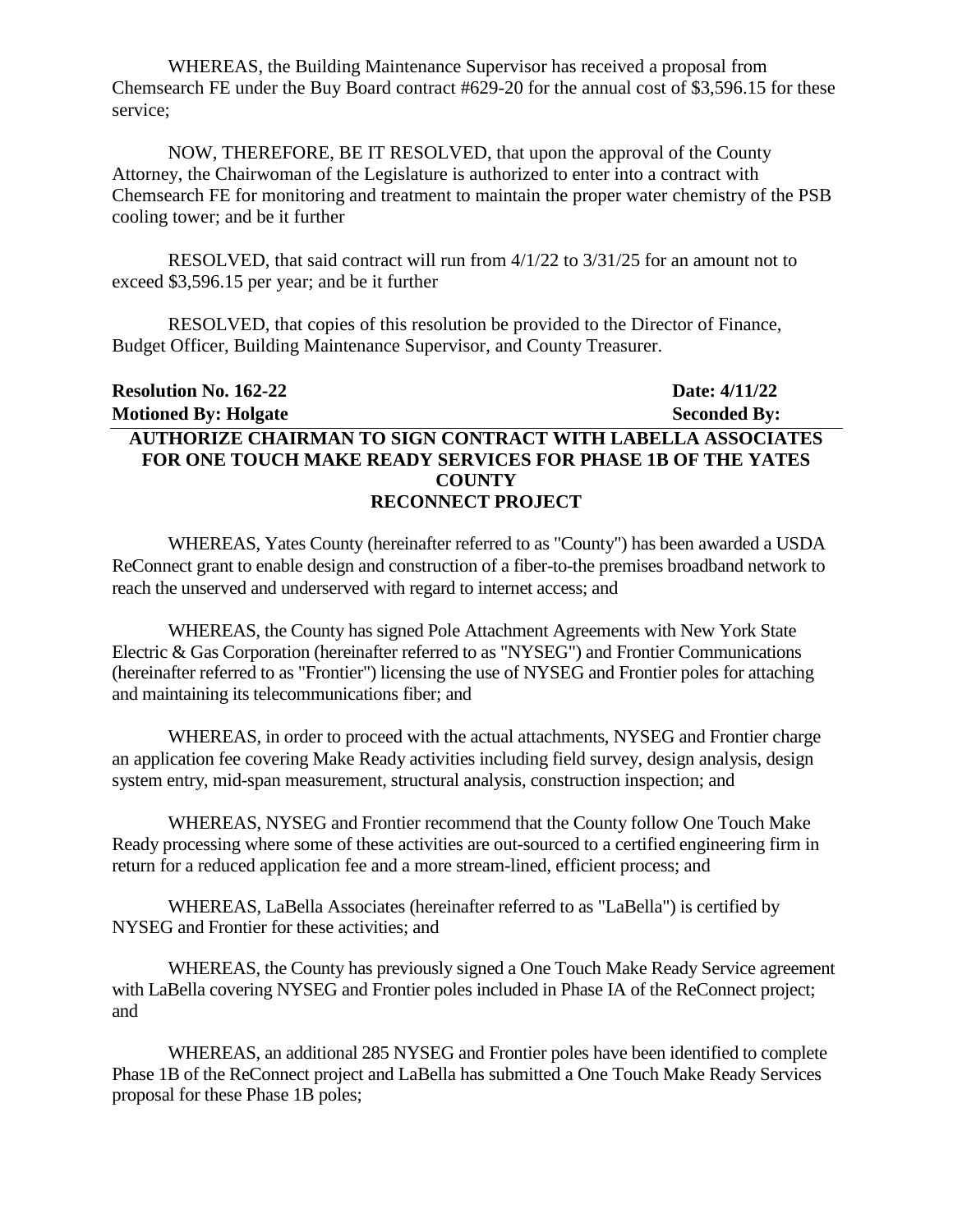WHEREAS, the Building Maintenance Supervisor has received a proposal from Chemsearch FE under the Buy Board contract #629-20 for the annual cost of $3,596.15 for these service;

NOW, THEREFORE, BE IT RESOLVED, that upon the approval of the County Attorney, the Chairwoman of the Legislature is authorized to enter into a contract with Chemsearch FE for monitoring and treatment to maintain the proper water chemistry of the PSB cooling tower; and be it further

RESOLVED, that said contract will run from 4/1/22 to 3/31/25 for an amount not to exceed $3,596.15 per year; and be it further

RESOLVED, that copies of this resolution be provided to the Director of Finance, Budget Officer, Building Maintenance Supervisor, and County Treasurer.

**Resolution No. 162-22** **Date: 4/11/22**
**Motioned By: Holgate** **Seconded By:**

## AUTHORIZE CHAIRMAN TO SIGN CONTRACT WITH LABELLA ASSOCIATES FOR ONE TOUCH MAKE READY SERVICES FOR PHASE 1B OF THE YATES COUNTY RECONNECT PROJECT

WHEREAS, Yates County (hereinafter referred to as "County") has been awarded a USDA ReConnect grant to enable design and construction of a fiber-to-the premises broadband network to reach the unserved and underserved with regard to internet access; and

WHEREAS, the County has signed Pole Attachment Agreements with New York State Electric & Gas Corporation (hereinafter referred to as "NYSEG") and Frontier Communications (hereinafter referred to as "Frontier") licensing the use of NYSEG and Frontier poles for attaching and maintaining its telecommunications fiber; and

WHEREAS, in order to proceed with the actual attachments, NYSEG and Frontier charge an application fee covering Make Ready activities including field survey, design analysis, design system entry, mid-span measurement, structural analysis, construction inspection; and

WHEREAS, NYSEG and Frontier recommend that the County follow One Touch Make Ready processing where some of these activities are out-sourced to a certified engineering firm in return for a reduced application fee and a more stream-lined, efficient process; and

WHEREAS, LaBella Associates (hereinafter referred to as "LaBella") is certified by NYSEG and Frontier for these activities; and

WHEREAS, the County has previously signed a One Touch Make Ready Service agreement with LaBella covering NYSEG and Frontier poles included in Phase IA of the ReConnect project; and

WHEREAS, an additional 285 NYSEG and Frontier poles have been identified to complete Phase 1B of the ReConnect project and LaBella has submitted a One Touch Make Ready Services proposal for these Phase 1B poles;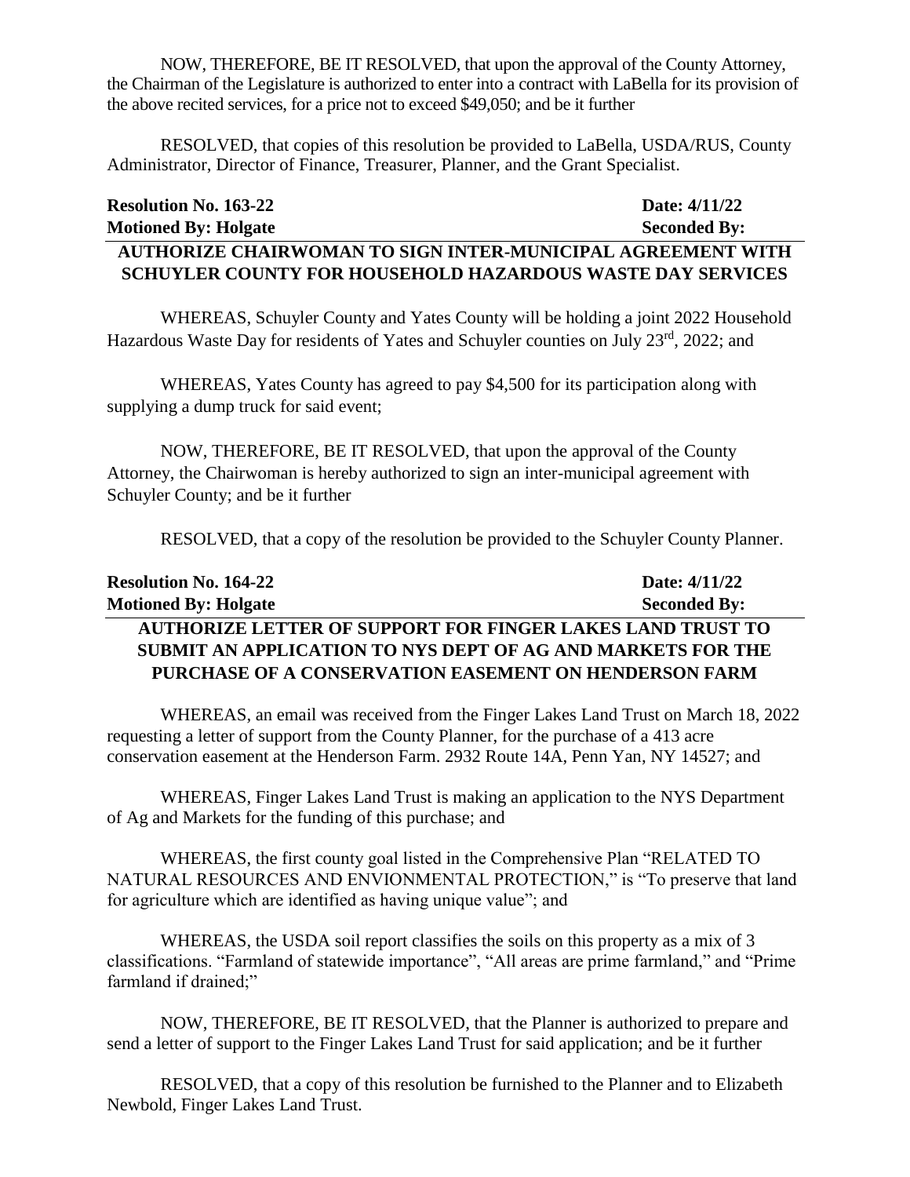NOW, THEREFORE, BE IT RESOLVED, that upon the approval of the County Attorney, the Chairman of the Legislature is authorized to enter into a contract with LaBella for its provision of the above recited services, for a price not to exceed $49,050; and be it further

RESOLVED, that copies of this resolution be provided to LaBella, USDA/RUS, County Administrator, Director of Finance, Treasurer, Planner, and the Grant Specialist.

**Resolution No. 163-22** **Date: 4/11/22**
**Motioned By: Holgate** **Seconded By:**

**AUTHORIZE CHAIRWOMAN TO SIGN INTER-MUNICIPAL AGREEMENT WITH SCHUYLER COUNTY FOR HOUSEHOLD HAZARDOUS WASTE DAY SERVICES**

WHEREAS, Schuyler County and Yates County will be holding a joint 2022 Household Hazardous Waste Day for residents of Yates and Schuyler counties on July 23rd, 2022; and

WHEREAS, Yates County has agreed to pay $4,500 for its participation along with supplying a dump truck for said event;

NOW, THEREFORE, BE IT RESOLVED, that upon the approval of the County Attorney, the Chairwoman is hereby authorized to sign an inter-municipal agreement with Schuyler County; and be it further

RESOLVED, that a copy of the resolution be provided to the Schuyler County Planner.

**Resolution No. 164-22** **Date: 4/11/22**
**Motioned By: Holgate** **Seconded By:**

**AUTHORIZE LETTER OF SUPPORT FOR FINGER LAKES LAND TRUST TO SUBMIT AN APPLICATION TO NYS DEPT OF AG AND MARKETS FOR THE PURCHASE OF A CONSERVATION EASEMENT ON HENDERSON FARM**

WHEREAS, an email was received from the Finger Lakes Land Trust on March 18, 2022 requesting a letter of support from the County Planner, for the purchase of a 413 acre conservation easement at the Henderson Farm. 2932 Route 14A, Penn Yan, NY 14527; and

WHEREAS, Finger Lakes Land Trust is making an application to the NYS Department of Ag and Markets for the funding of this purchase; and

WHEREAS, the first county goal listed in the Comprehensive Plan "RELATED TO NATURAL RESOURCES AND ENVIONMENTAL PROTECTION," is "To preserve that land for agriculture which are identified as having unique value"; and

WHEREAS, the USDA soil report classifies the soils on this property as a mix of 3 classifications. "Farmland of statewide importance", "All areas are prime farmland," and "Prime farmland if drained;"

NOW, THEREFORE, BE IT RESOLVED, that the Planner is authorized to prepare and send a letter of support to the Finger Lakes Land Trust for said application; and be it further

RESOLVED, that a copy of this resolution be furnished to the Planner and to Elizabeth Newbold, Finger Lakes Land Trust.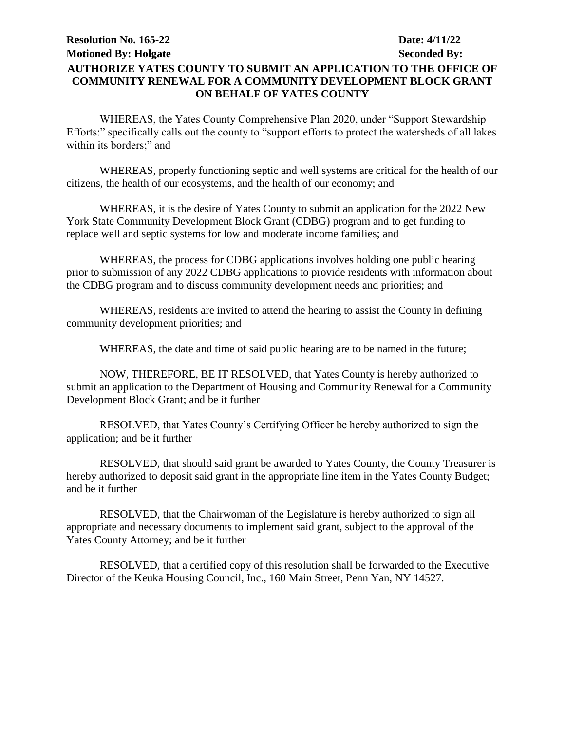**Resolution No. 165-22** **Date: 4/11/22**
**Motioned By: Holgate** **Seconded By:**

**AUTHORIZE YATES COUNTY TO SUBMIT AN APPLICATION TO THE OFFICE OF COMMUNITY RENEWAL FOR A COMMUNITY DEVELOPMENT BLOCK GRANT ON BEHALF OF YATES COUNTY**

WHEREAS, the Yates County Comprehensive Plan 2020, under "Support Stewardship Efforts:" specifically calls out the county to "support efforts to protect the watersheds of all lakes within its borders;" and

WHEREAS, properly functioning septic and well systems are critical for the health of our citizens, the health of our ecosystems, and the health of our economy; and

WHEREAS, it is the desire of Yates County to submit an application for the 2022 New York State Community Development Block Grant (CDBG) program and to get funding to replace well and septic systems for low and moderate income families; and

WHEREAS, the process for CDBG applications involves holding one public hearing prior to submission of any 2022 CDBG applications to provide residents with information about the CDBG program and to discuss community development needs and priorities; and

WHEREAS, residents are invited to attend the hearing to assist the County in defining community development priorities; and

WHEREAS, the date and time of said public hearing are to be named in the future;

NOW, THEREFORE, BE IT RESOLVED, that Yates County is hereby authorized to submit an application to the Department of Housing and Community Renewal for a Community Development Block Grant; and be it further

RESOLVED, that Yates County's Certifying Officer be hereby authorized to sign the application; and be it further

RESOLVED, that should said grant be awarded to Yates County, the County Treasurer is hereby authorized to deposit said grant in the appropriate line item in the Yates County Budget; and be it further

RESOLVED, that the Chairwoman of the Legislature is hereby authorized to sign all appropriate and necessary documents to implement said grant, subject to the approval of the Yates County Attorney; and be it further

RESOLVED, that a certified copy of this resolution shall be forwarded to the Executive Director of the Keuka Housing Council, Inc., 160 Main Street, Penn Yan, NY 14527.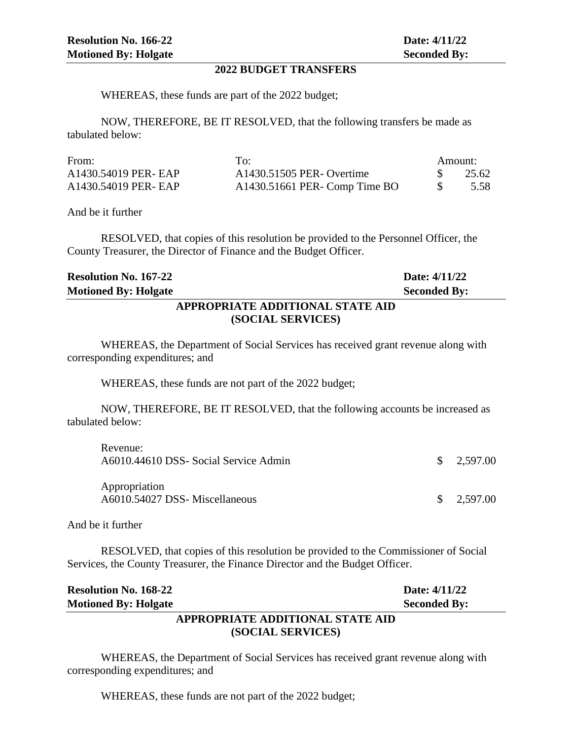**Resolution No. 166-22** **Date: 4/11/22**
**Motioned By: Holgate** **Seconded By:**

## 2022 BUDGET TRANSFERS

WHEREAS, these funds are part of the 2022 budget;

NOW, THEREFORE, BE IT RESOLVED, that the following transfers be made as tabulated below:

| From: | To: | Amount: |
|---|---|---|
| A1430.54019 PER- EAP | A1430.51505 PER- Overtime | $ 25.62 |
| A1430.54019 PER- EAP | A1430.51661 PER- Comp Time BO | $ 5.58 |

And be it further

RESOLVED, that copies of this resolution be provided to the Personnel Officer, the County Treasurer, the Director of Finance and the Budget Officer.

**Resolution No. 167-22** **Date: 4/11/22**
**Motioned By: Holgate** **Seconded By:**

## APPROPRIATE ADDITIONAL STATE AID (SOCIAL SERVICES)

WHEREAS, the Department of Social Services has received grant revenue along with corresponding expenditures; and

WHEREAS, these funds are not part of the 2022 budget;

NOW, THEREFORE, BE IT RESOLVED, that the following accounts be increased as tabulated below:

| | |
|---|---|
| Revenue: | |
| A6010.44610 DSS- Social Service Admin | $ 2,597.00 |
| Appropriation | |
| A6010.54027 DSS- Miscellaneous | $ 2,597.00 |

And be it further

RESOLVED, that copies of this resolution be provided to the Commissioner of Social Services, the County Treasurer, the Finance Director and the Budget Officer.

**Resolution No. 168-22** **Date: 4/11/22**
**Motioned By: Holgate** **Seconded By:**

## APPROPRIATE ADDITIONAL STATE AID (SOCIAL SERVICES)

WHEREAS, the Department of Social Services has received grant revenue along with corresponding expenditures; and

WHEREAS, these funds are not part of the 2022 budget;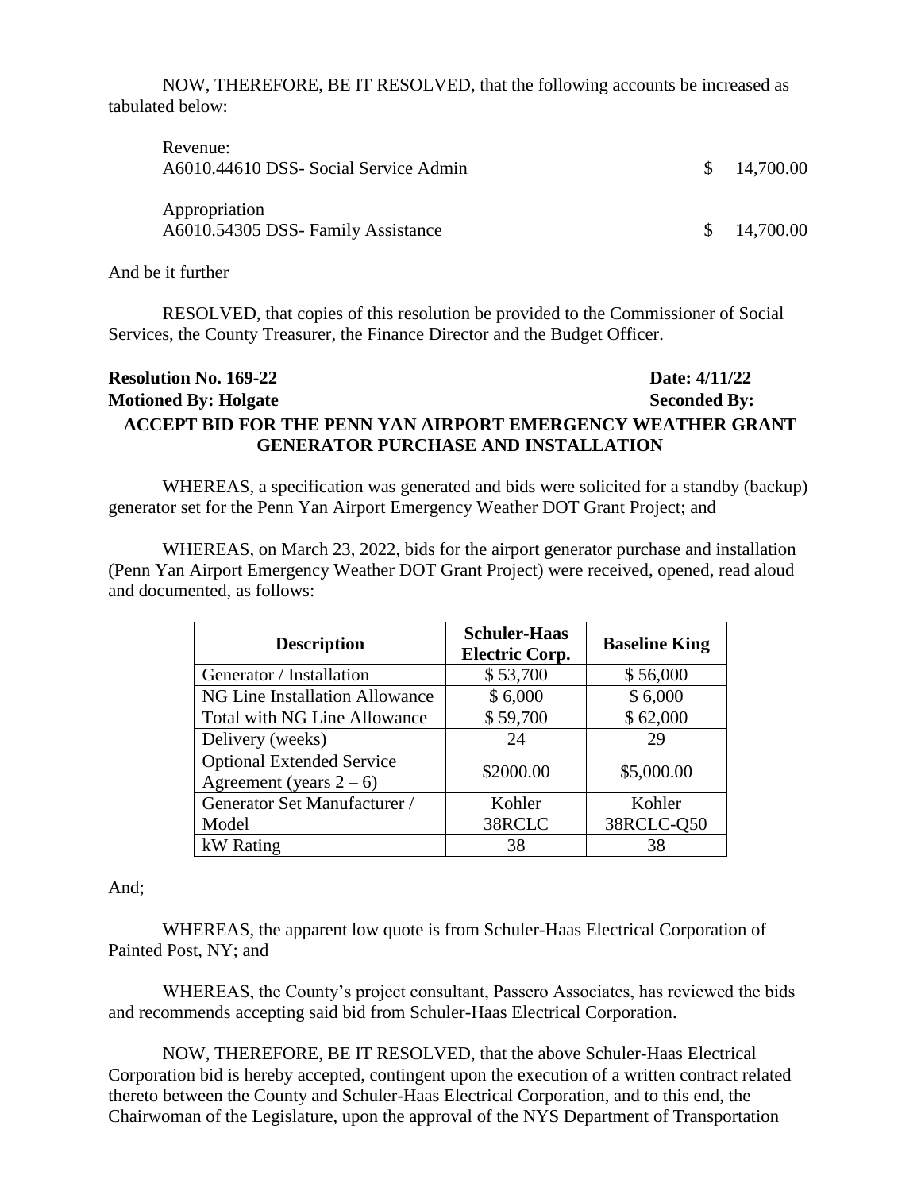NOW, THEREFORE, BE IT RESOLVED, that the following accounts be increased as tabulated below:

| | | |
|---|---|---|
| Revenue: | | |
| A6010.44610 DSS- Social Service Admin | $ | 14,700.00 |
| Appropriation | | |
| A6010.54305 DSS- Family Assistance | $ | 14,700.00 |

And be it further

RESOLVED, that copies of this resolution be provided to the Commissioner of Social Services, the County Treasurer, the Finance Director and the Budget Officer.

**Resolution No. 169-22** **Date: 4/11/22**
**Motioned By: Holgate** **Seconded By:**

**ACCEPT BID FOR THE PENN YAN AIRPORT EMERGENCY WEATHER GRANT GENERATOR PURCHASE AND INSTALLATION**

WHEREAS, a specification was generated and bids were solicited for a standby (backup) generator set for the Penn Yan Airport Emergency Weather DOT Grant Project; and

WHEREAS, on March 23, 2022, bids for the airport generator purchase and installation (Penn Yan Airport Emergency Weather DOT Grant Project) were received, opened, read aloud and documented, as follows:

| Description | Schuler-Haas Electric Corp. | Baseline King |
|---|---|---|
| Generator / Installation | $ 53,700 | $ 56,000 |
| NG Line Installation Allowance | $ 6,000 | $ 6,000 |
| Total with NG Line Allowance | $ 59,700 | $ 62,000 |
| Delivery (weeks) | 24 | 29 |
| Optional Extended Service Agreement (years 2 – 6) | $2000.00 | $5,000.00 |
| Generator Set Manufacturer / Model | Kohler 38RCLC | Kohler 38RCLC-Q50 |
| kW Rating | 38 | 38 |

And;

WHEREAS, the apparent low quote is from Schuler-Haas Electrical Corporation of Painted Post, NY; and

WHEREAS, the County's project consultant, Passero Associates, has reviewed the bids and recommends accepting said bid from Schuler-Haas Electrical Corporation.

NOW, THEREFORE, BE IT RESOLVED, that the above Schuler-Haas Electrical Corporation bid is hereby accepted, contingent upon the execution of a written contract related thereto between the County and Schuler-Haas Electrical Corporation, and to this end, the Chairwoman of the Legislature, upon the approval of the NYS Department of Transportation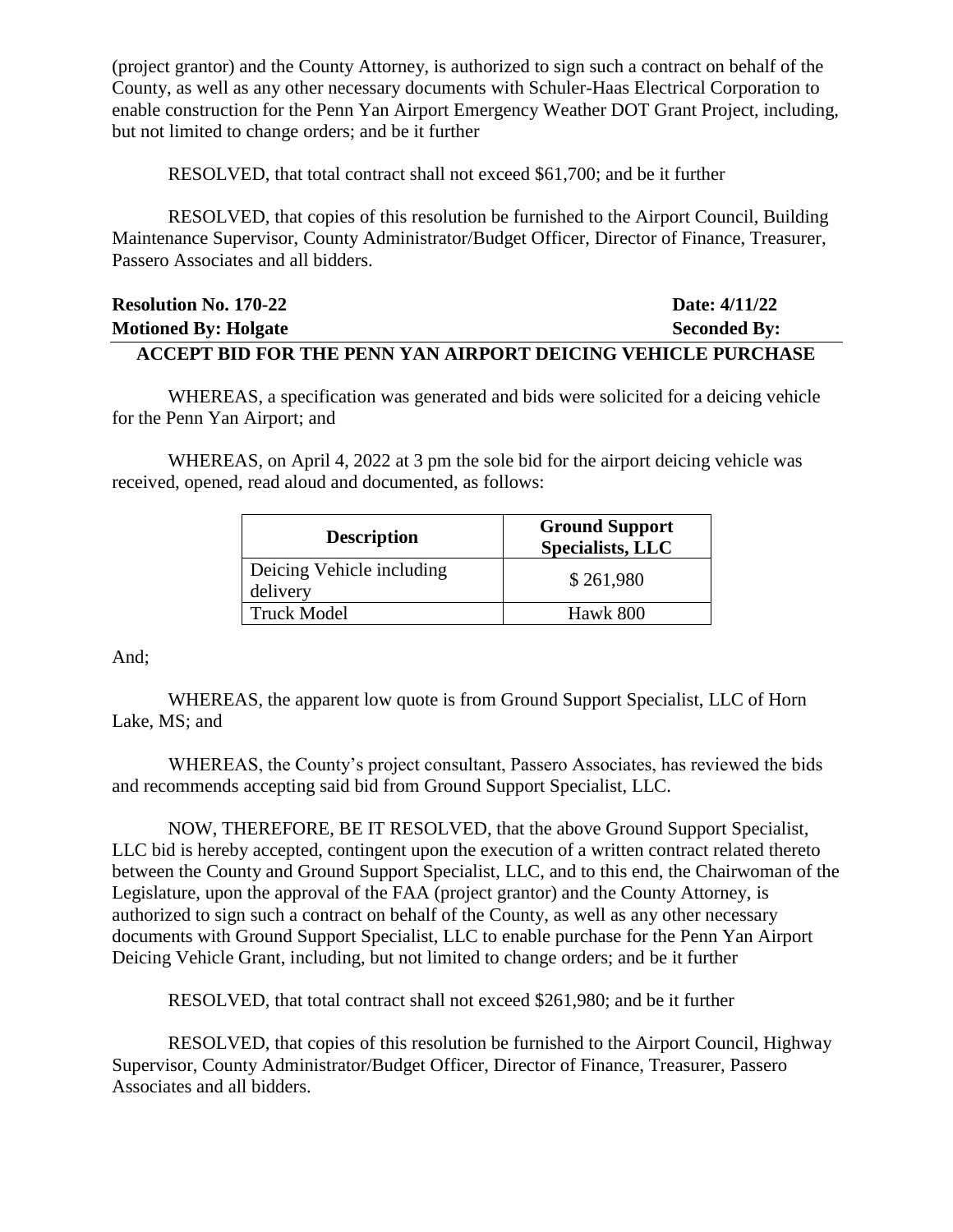(project grantor) and the County Attorney, is authorized to sign such a contract on behalf of the County, as well as any other necessary documents with Schuler-Haas Electrical Corporation to enable construction for the Penn Yan Airport Emergency Weather DOT Grant Project, including, but not limited to change orders; and be it further

RESOLVED, that total contract shall not exceed $61,700; and be it further

RESOLVED, that copies of this resolution be furnished to the Airport Council, Building Maintenance Supervisor, County Administrator/Budget Officer, Director of Finance, Treasurer, Passero Associates and all bidders.

**Resolution No. 170-22** **Date: 4/11/22**
**Motioned By: Holgate** **Seconded By:**

**ACCEPT BID FOR THE PENN YAN AIRPORT DEICING VEHICLE PURCHASE**

WHEREAS, a specification was generated and bids were solicited for a deicing vehicle for the Penn Yan Airport; and

WHEREAS, on April 4, 2022 at 3 pm the sole bid for the airport deicing vehicle was received, opened, read aloud and documented, as follows:

| Description | Ground Support Specialists, LLC |
|---|---|
| Deicing Vehicle including delivery | $ 261,980 |
| Truck Model | Hawk 800 |

And;

WHEREAS, the apparent low quote is from Ground Support Specialist, LLC of Horn Lake, MS; and

WHEREAS, the County's project consultant, Passero Associates, has reviewed the bids and recommends accepting said bid from Ground Support Specialist, LLC.

NOW, THEREFORE, BE IT RESOLVED, that the above Ground Support Specialist, LLC bid is hereby accepted, contingent upon the execution of a written contract related thereto between the County and Ground Support Specialist, LLC, and to this end, the Chairwoman of the Legislature, upon the approval of the FAA (project grantor) and the County Attorney, is authorized to sign such a contract on behalf of the County, as well as any other necessary documents with Ground Support Specialist, LLC to enable purchase for the Penn Yan Airport Deicing Vehicle Grant, including, but not limited to change orders; and be it further

RESOLVED, that total contract shall not exceed $261,980; and be it further

RESOLVED, that copies of this resolution be furnished to the Airport Council, Highway Supervisor, County Administrator/Budget Officer, Director of Finance, Treasurer, Passero Associates and all bidders.